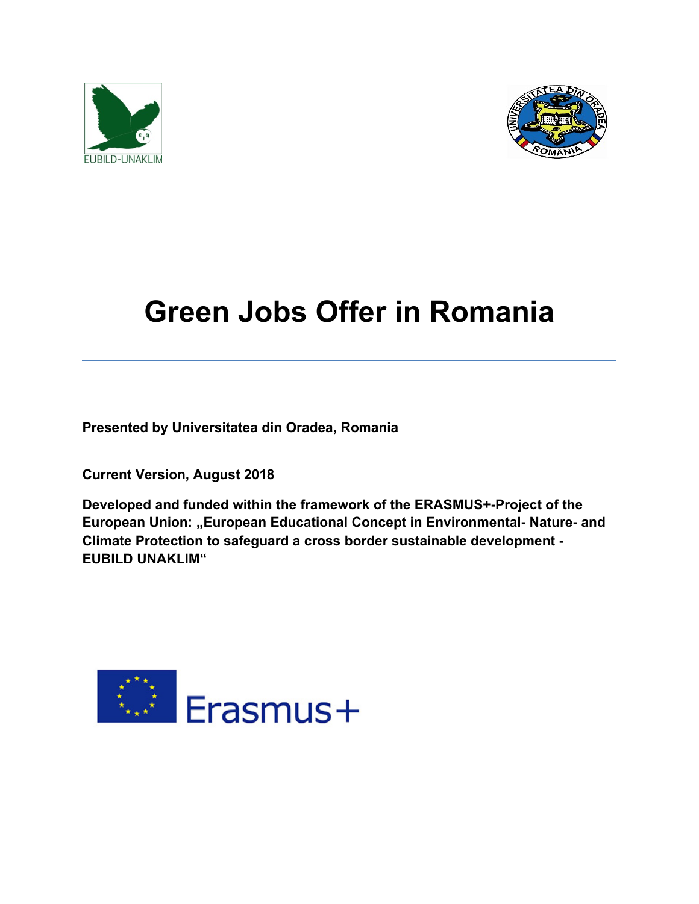EUBILD-UNAKLIM

# Green Jobs Offer in Romania

**Presented by Universitatea din Oradea, Romania**

**Current Version, August 2018**

**Developed and funded within the framework of the ERASMUS+-Project of the European Union: „European Educational Concept in Environmental- Nature- and Climate Protection to safeguard a cross border sustainable development - EUBILD UNAKLIM“**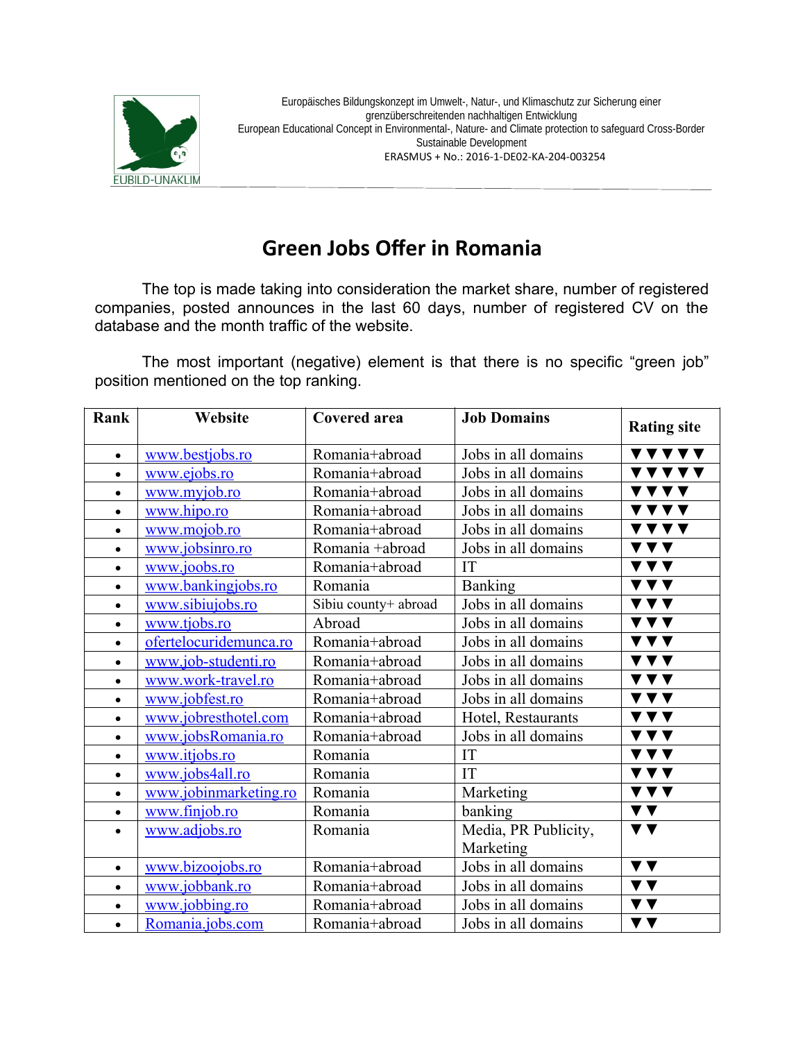# Green Jobs Offer in Romania

The top is made taking into consideration the market share, number of registered companies, posted announces in the last 60 days, number of registered CV on the database and the month traffic of the website.

The most important (negative) element is that there is no specific "green job" position mentioned on the top ranking.

| Rank | Website | Covered area | Job Domains | Rating site |
|---|---|---|---|---|
| • | www.bestjobs.ro | Romania+abroad | Jobs in all domains | ▼▼▼▼▼ |
| • | www.ejobs.ro | Romania+abroad | Jobs in all domains | ▼▼▼▼▼ |
| • | www.myjob.ro | Romania+abroad | Jobs in all domains | ▼▼▼▼ |
| • | www.hipo.ro | Romania+abroad | Jobs in all domains | ▼▼▼▼ |
| • | www.mojob.ro | Romania+abroad | Jobs in all domains | ▼▼▼▼ |
| • | www.jobsinro.ro | Romania +abroad | Jobs in all domains | ▼▼▼ |
| • | www.joobs.ro | Romania+abroad | IT | ▼▼▼ |
| • | www.bankingjobs.ro | Romania | Banking | ▼▼▼ |
| • | www.sibiujobs.ro | Sibiu county+ abroad | Jobs in all domains | ▼▼▼ |
| • | www.tjobs.ro | Abroad | Jobs in all domains | ▼▼▼ |
| • | ofertelocuridemunca.ro | Romania+abroad | Jobs in all domains | ▼▼▼ |
| • | www.job-studenti.ro | Romania+abroad | Jobs in all domains | ▼▼▼ |
| • | www.work-travel.ro | Romania+abroad | Jobs in all domains | ▼▼▼ |
| • | www.jobfest.ro | Romania+abroad | Jobs in all domains | ▼▼▼ |
| • | www.jobresthotel.com | Romania+abroad | Hotel, Restaurants | ▼▼▼ |
| • | www.jobsRomania.ro | Romania+abroad | Jobs in all domains | ▼▼▼ |
| • | www.itjobs.ro | Romania | IT | ▼▼▼ |
| • | www.jobs4all.ro | Romania | IT | ▼▼▼ |
| • | www.jobinmarketing.ro | Romania | Marketing | ▼▼▼ |
| • | www.finjob.ro | Romania | banking | ▼▼ |
| • | www.adjobs.ro | Romania | Media, PR Publicity, Marketing | ▼▼ |
| • | www.bizoojobs.ro | Romania+abroad | Jobs in all domains | ▼▼ |
| • | www.jobbank.ro | Romania+abroad | Jobs in all domains | ▼▼ |
| • | www.jobbing.ro | Romania+abroad | Jobs in all domains | ▼▼ |
| • | Romania.jobs.com | Romania+abroad | Jobs in all domains | ▼▼ |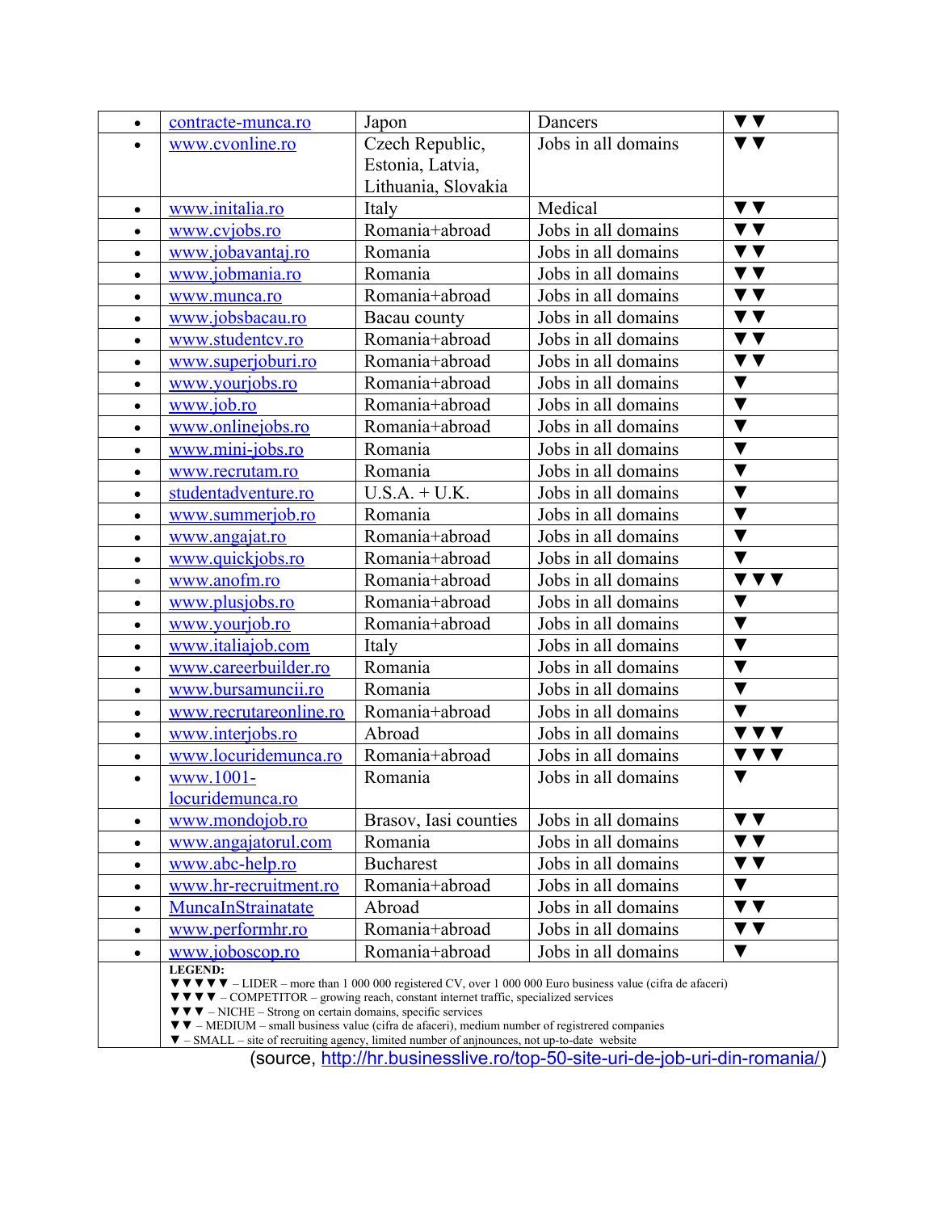| • | contracte-munca.ro | Japon | Dancers | ▼▼ |
|---|---|---|---|---|
| • | www.cvonline.ro | Czech Republic, Estonia, Latvia, Lithuania, Slovakia | Jobs in all domains | ▼▼ |
| • | www.initalia.ro | Italy | Medical | ▼▼ |
| • | www.cvjobs.ro | Romania+abroad | Jobs in all domains | ▼▼ |
| • | www.jobavantaj.ro | Romania | Jobs in all domains | ▼▼ |
| • | www.jobmania.ro | Romania | Jobs in all domains | ▼▼ |
| • | www.munca.ro | Romania+abroad | Jobs in all domains | ▼▼ |
| • | www.jobsbacau.ro | Bacau county | Jobs in all domains | ▼▼ |
| • | www.studentcv.ro | Romania+abroad | Jobs in all domains | ▼▼ |
| • | www.superjoburi.ro | Romania+abroad | Jobs in all domains | ▼▼ |
| • | www.yourjobs.ro | Romania+abroad | Jobs in all domains | ▼ |
| • | www.job.ro | Romania+abroad | Jobs in all domains | ▼ |
| • | www.onlinejobs.ro | Romania+abroad | Jobs in all domains | ▼ |
| • | www.mini-jobs.ro | Romania | Jobs in all domains | ▼ |
| • | www.recrutam.ro | Romania | Jobs in all domains | ▼ |
| • | studentadventure.ro | U.S.A. + U.K. | Jobs in all domains | ▼ |
| • | www.summerjob.ro | Romania | Jobs in all domains | ▼ |
| • | www.angajat.ro | Romania+abroad | Jobs in all domains | ▼ |
| • | www.quickjobs.ro | Romania+abroad | Jobs in all domains | ▼ |
| • | www.anofm.ro | Romania+abroad | Jobs in all domains | ▼▼▼ |
| • | www.plusjobs.ro | Romania+abroad | Jobs in all domains | ▼ |
| • | www.yourjob.ro | Romania+abroad | Jobs in all domains | ▼ |
| • | www.italiajob.com | Italy | Jobs in all domains | ▼ |
| • | www.careerbuilder.ro | Romania | Jobs in all domains | ▼ |
| • | www.bursamuncii.ro | Romania | Jobs in all domains | ▼ |
| • | www.recrutareonline.ro | Romania+abroad | Jobs in all domains | ▼ |
| • | www.interjobs.ro | Abroad | Jobs in all domains | ▼▼▼ |
| • | www.locuridemunca.ro | Romania+abroad | Jobs in all domains | ▼▼▼ |
| • | www.1001-locuridemunca.ro | Romania | Jobs in all domains | ▼ |
| • | www.mondojob.ro | Brasov, Iasi counties | Jobs in all domains | ▼▼ |
| • | www.angajatorul.com | Romania | Jobs in all domains | ▼▼ |
| • | www.abc-help.ro | Bucharest | Jobs in all domains | ▼▼ |
| • | www.hr-recruitment.ro | Romania+abroad | Jobs in all domains | ▼ |
| • | MuncaInStrainatate | Abroad | Jobs in all domains | ▼▼ |
| • | www.performhr.ro | Romania+abroad | Jobs in all domains | ▼▼ |
| • | www.joboscop.ro | Romania+abroad | Jobs in all domains | ▼ |

**LEGEND:**
▼▼▼▼▼ – LIDER – more than 1 000 000 registered CV, over 1 000 000 Euro business value (cifra de afaceri)
▼▼▼▼ – COMPETITOR – growing reach, constant internet traffic, specialized services
▼▼▼ – NICHE – Strong on certain domains, specific services
▼▼ – MEDIUM – small business value (cifra de afaceri), medium number of registrered companies
▼ – SMALL – site of recruiting agency, limited number of anjnounces, not up-to-date website

(source, http://hr.businesslive.ro/top-50-site-uri-de-job-uri-din-romania/)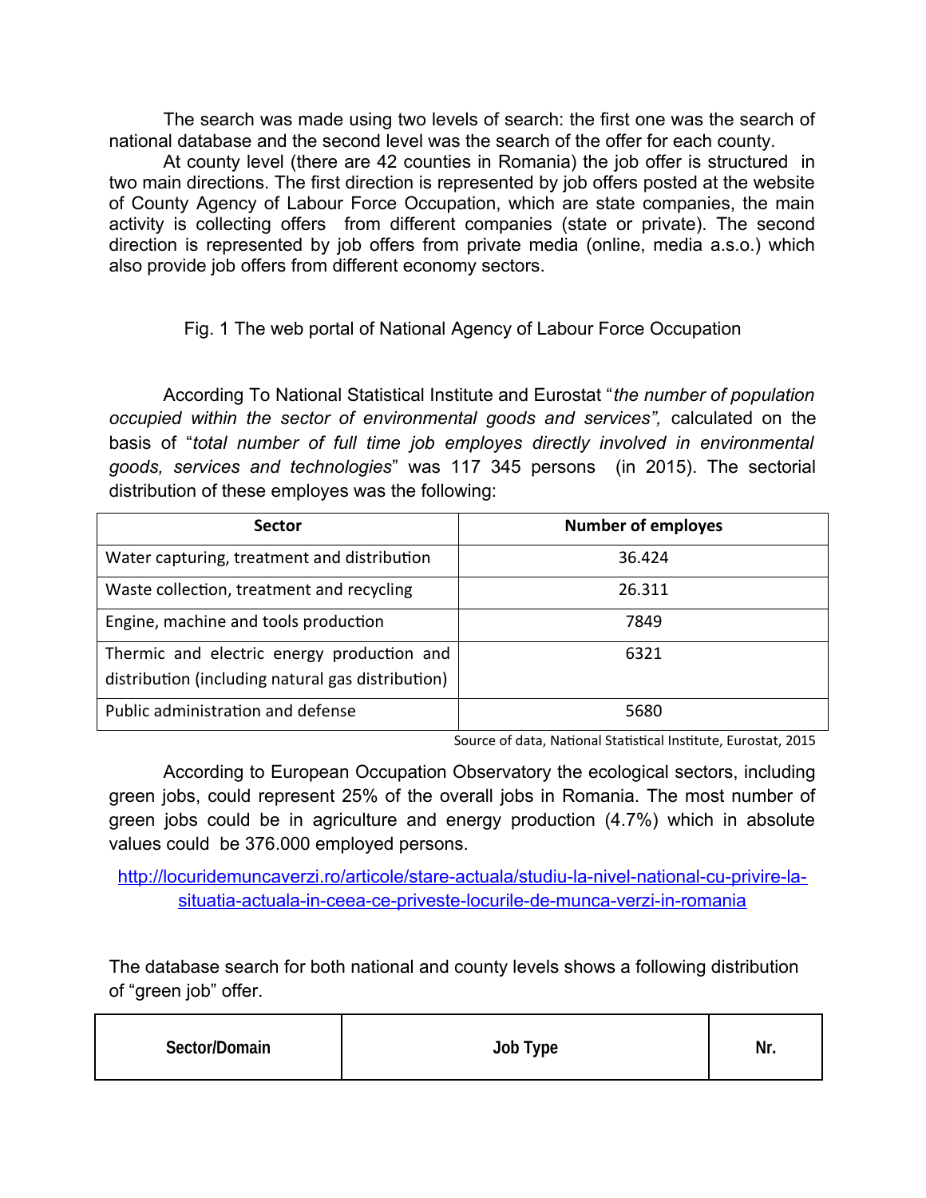The search was made using two levels of search: the first one was the search of national database and the second level was the search of the offer for each county.

At county level (there are 42 counties in Romania) the job offer is structured in two main directions. The first direction is represented by job offers posted at the website of County Agency of Labour Force Occupation, which are state companies, the main activity is collecting offers from different companies (state or private). The second direction is represented by job offers from private media (online, media a.s.o.) which also provide job offers from different economy sectors.

Fig. 1 The web portal of National Agency of Labour Force Occupation

According To National Statistical Institute and Eurostat "*the number of population occupied within the sector of environmental goods and services",* calculated on the basis of "*total number of full time job employes directly involved in environmental goods, services and technologies*" was 117 345 persons (in 2015). The sectorial distribution of these employes was the following:

| Sector | Number of employes |
|---|---|
| Water capturing, treatment and distribution | 36.424 |
| Waste collection, treatment and recycling | 26.311 |
| Engine, machine and tools production | 7849 |
| Thermic and electric energy production and distribution (including natural gas distribution) | 6321 |
| Public administration and defense | 5680 |

Source of data, National Statistical Institute, Eurostat, 2015

According to European Occupation Observatory the ecological sectors, including green jobs, could represent 25% of the overall jobs in Romania. The most number of green jobs could be in agriculture and energy production (4.7%) which in absolute values could be 376.000 employed persons.

http://locuridemuncaverzi.ro/articole/stare-actuala/studiu-la-nivel-national-cu-privire-la-situatia-actuala-in-ceea-ce-priveste-locurile-de-munca-verzi-in-romania

The database search for both national and county levels shows a following distribution of "green job" offer.

| Sector/Domain | Job Type | Nr. |
|---|---|---|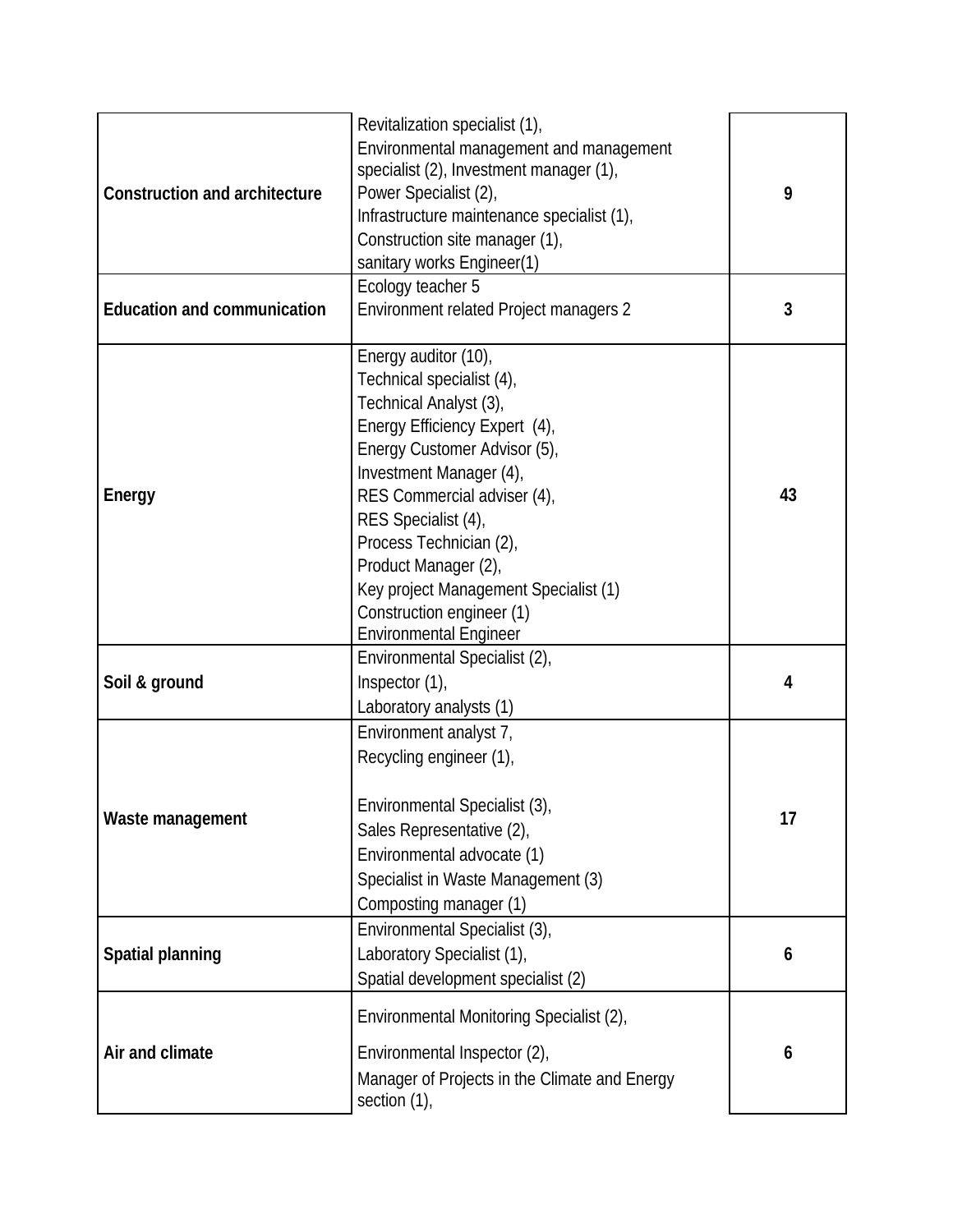| **Construction and architecture** | Revitalization specialist (1),<br>Environmental management and management specialist (2), Investment manager (1),<br>Power Specialist (2),<br>Infrastructure maintenance specialist (1),<br>Construction site manager (1),<br>sanitary works Engineer(1) | **9** |
|---|---|---|
| **Education and communication** | Ecology teacher 5<br>Environment related Project managers 2 | **3** |
| **Energy** | Energy auditor (10),<br>Technical specialist (4),<br>Technical Analyst (3),<br>Energy Efficiency Expert (4),<br>Energy Customer Advisor (5),<br>Investment Manager (4),<br>RES Commercial adviser (4),<br>RES Specialist (4),<br>Process Technician (2),<br>Product Manager (2),<br>Key project Management Specialist (1)<br>Construction engineer (1)<br>Environmental Engineer | **43** |
| **Soil & ground** | Environmental Specialist (2),<br>Inspector (1),<br>Laboratory analysts (1) | **4** |
| **Waste management** | Environment analyst 7,<br>Recycling engineer (1),<br><br>Environmental Specialist (3),<br>Sales Representative (2),<br>Environmental advocate (1)<br>Specialist in Waste Management (3)<br>Composting manager (1) | **17** |
| **Spatial planning** | Environmental Specialist (3),<br>Laboratory Specialist (1),<br>Spatial development specialist (2) | **6** |
| **Air and climate** | Environmental Monitoring Specialist (2),<br>Environmental Inspector (2),<br>Manager of Projects in the Climate and Energy section (1), | **6** |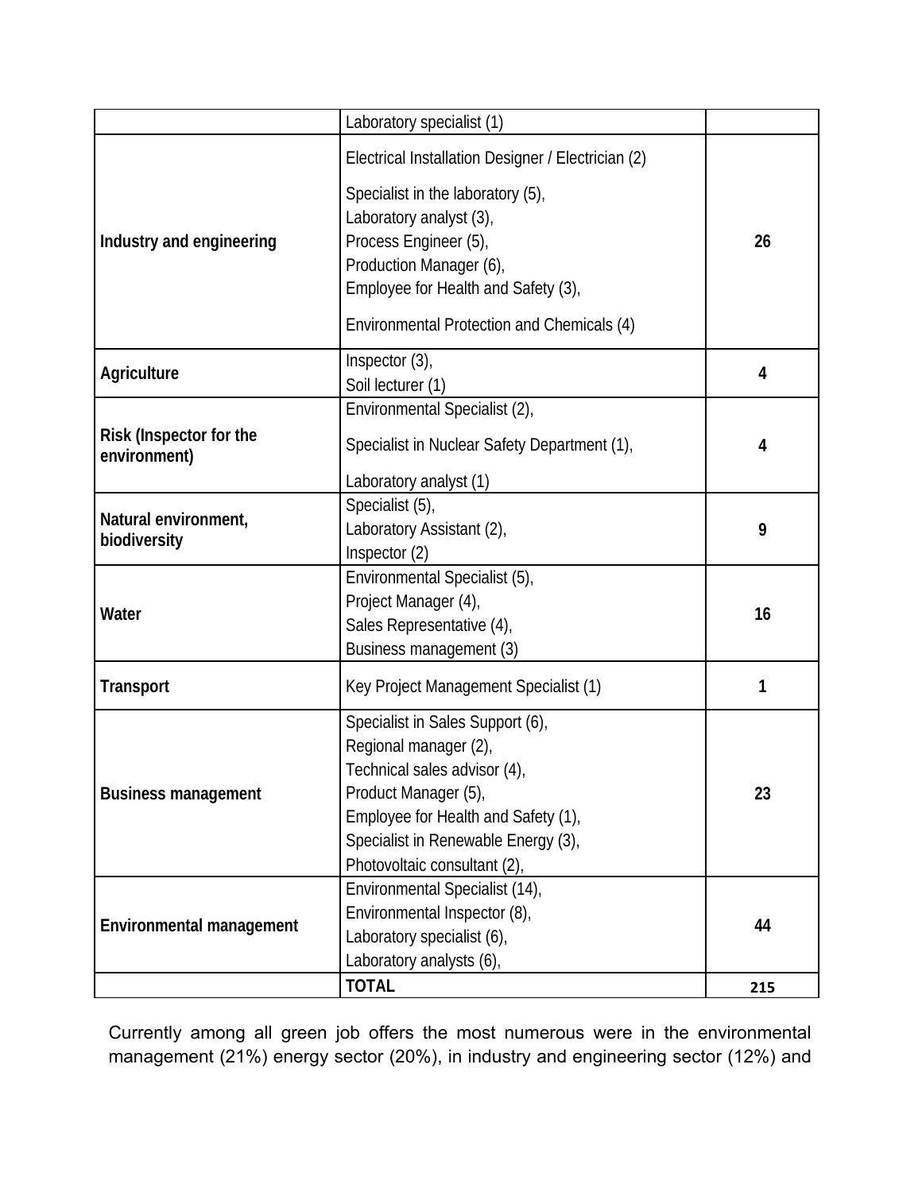| | | |
|---|---|---|
| | Laboratory specialist (1) | |
| **Industry and engineering** | Electrical Installation Designer / Electrician (2)<br>Specialist in the laboratory (5),<br>Laboratory analyst (3),<br>Process Engineer (5),<br>Production Manager (6),<br>Employee for Health and Safety (3),<br>Environmental Protection and Chemicals (4) | **26** |
| **Agriculture** | Inspector (3),<br>Soil lecturer (1) | **4** |
| **Risk (Inspector for the environment)** | Environmental Specialist (2),<br>Specialist in Nuclear Safety Department (1),<br>Laboratory analyst (1) | **4** |
| **Natural environment, biodiversity** | Specialist (5),<br>Laboratory Assistant (2),<br>Inspector (2) | **9** |
| **Water** | Environmental Specialist (5),<br>Project Manager (4),<br>Sales Representative (4),<br>Business management (3) | **16** |
| **Transport** | Key Project Management Specialist (1) | **1** |
| **Business management** | Specialist in Sales Support (6),<br>Regional manager (2),<br>Technical sales advisor (4),<br>Product Manager (5),<br>Employee for Health and Safety (1),<br>Specialist in Renewable Energy (3),<br>Photovoltaic consultant (2), | **23** |
| **Environmental management** | Environmental Specialist (14),<br>Environmental Inspector (8),<br>Laboratory specialist (6),<br>Laboratory analysts (6), | **44** |
| | **TOTAL** | **215** |

Currently among all green job offers the most numerous were in the environmental management (21%) energy sector (20%), in industry and engineering sector (12%) and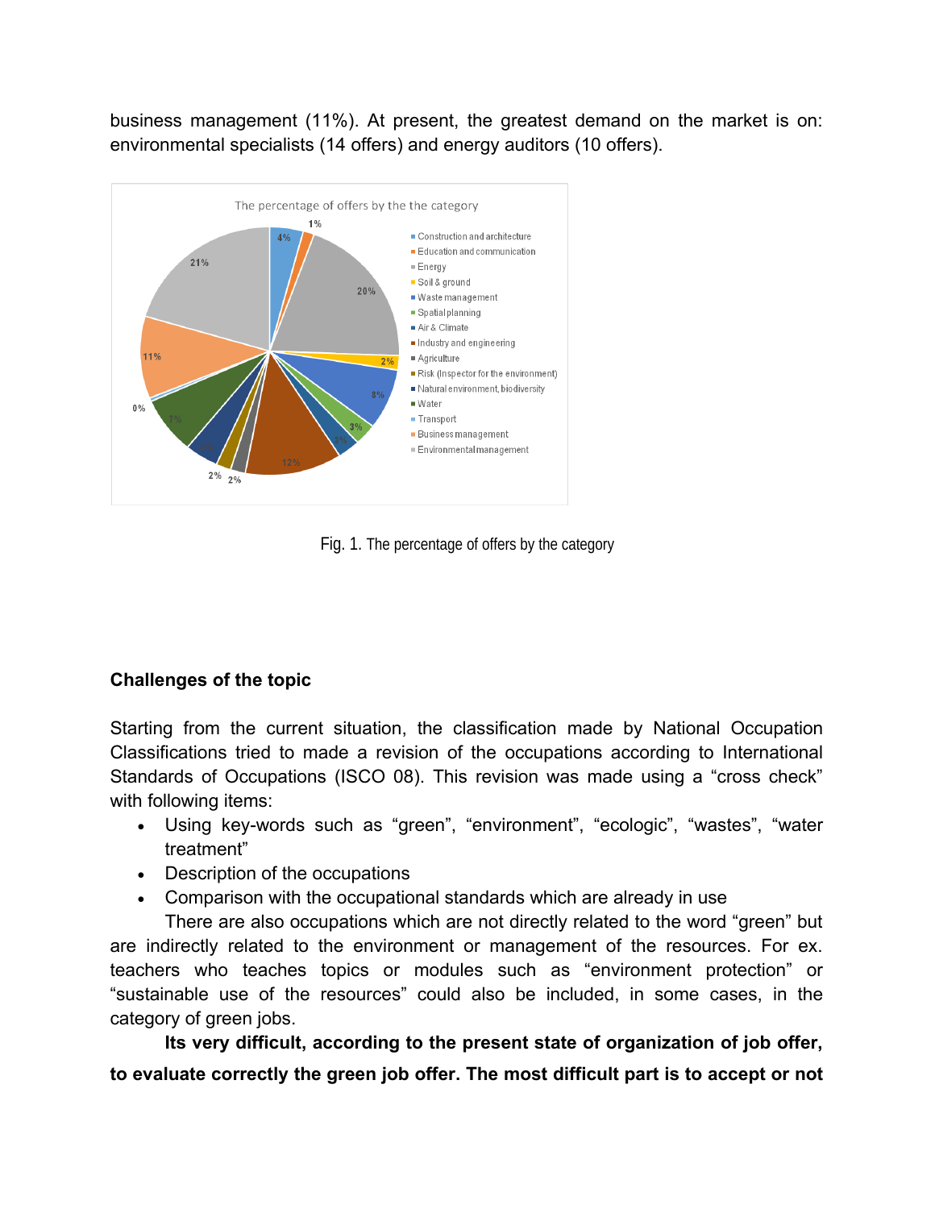business management (11%). At present, the greatest demand on the market is on: environmental specialists (14 offers) and energy auditors (10 offers).

Fig. 1. The percentage of offers by the category

## Challenges of the topic

Starting from the current situation, the classification made by National Occupation Classifications tried to made a revision of the occupations according to International Standards of Occupations (ISCO 08). This revision was made using a "cross check" with following items:

- Using key-words such as "green", "environment", "ecologic", "wastes", "water treatment"
- Description of the occupations
- Comparison with the occupational standards which are already in use

There are also occupations which are not directly related to the word "green" but are indirectly related to the environment or management of the resources. For ex. teachers who teaches topics or modules such as "environment protection" or "sustainable use of the resources" could also be included, in some cases, in the category of green jobs.

**Its very difficult, according to the present state of organization of job offer, to evaluate correctly the green job offer. The most difficult part is to accept or not**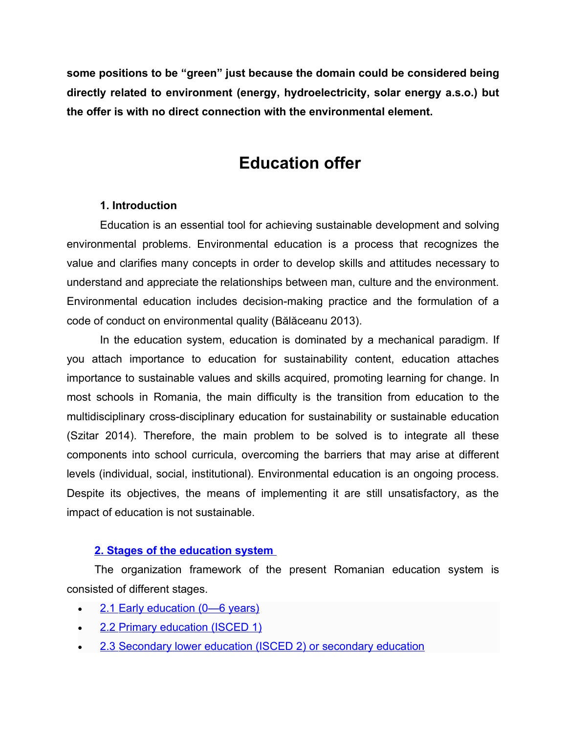**some positions to be "green" just because the domain could be considered being directly related to environment (energy, hydroelectricity, solar energy a.s.o.) but the offer is with no direct connection with the environmental element.**

# Education offer

### 1. Introduction

Education is an essential tool for achieving sustainable development and solving environmental problems. Environmental education is a process that recognizes the value and clarifies many concepts in order to develop skills and attitudes necessary to understand and appreciate the relationships between man, culture and the environment. Environmental education includes decision-making practice and the formulation of a code of conduct on environmental quality (Bălăceanu 2013).

In the education system, education is dominated by a mechanical paradigm. If you attach importance to education for sustainability content, education attaches importance to sustainable values and skills acquired, promoting learning for change. In most schools in Romania, the main difficulty is the transition from education to the multidisciplinary cross-disciplinary education for sustainability or sustainable education (Szitar 2014). Therefore, the main problem to be solved is to integrate all these components into school curricula, overcoming the barriers that may arise at different levels (individual, social, institutional). Environmental education is an ongoing process. Despite its objectives, the means of implementing it are still unsatisfactory, as the impact of education is not sustainable.

### 2. Stages of the education system

The organization framework of the present Romanian education system is consisted of different stages.

- 2.1 Early education (0—6 years)
- 2.2 Primary education (ISCED 1)
- 2.3 Secondary lower education (ISCED 2) or secondary education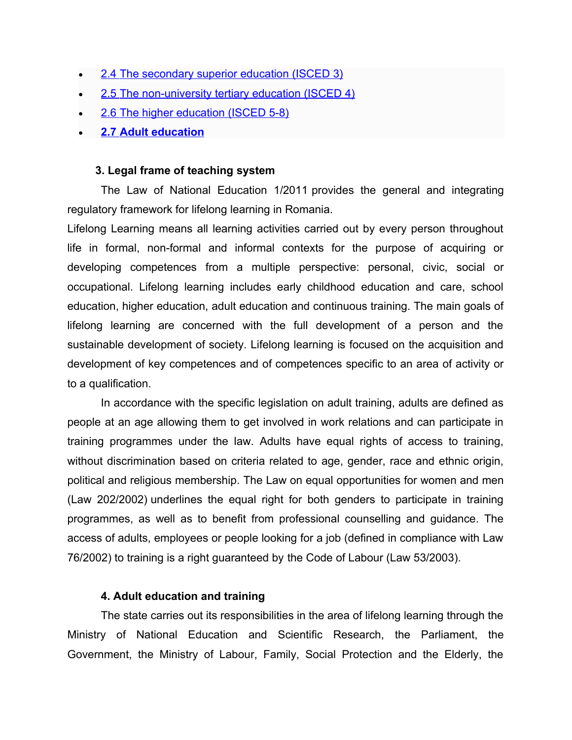- 2.4 The secondary superior education (ISCED 3)
- 2.5 The non-university tertiary education (ISCED 4)
- 2.6 The higher education (ISCED 5-8)
- **2.7 Adult education**

### 3. Legal frame of teaching system

The Law of National Education 1/2011 provides the general and integrating regulatory framework for lifelong learning in Romania.

Lifelong Learning means all learning activities carried out by every person throughout life in formal, non-formal and informal contexts for the purpose of acquiring or developing competences from a multiple perspective: personal, civic, social or occupational. Lifelong learning includes early childhood education and care, school education, higher education, adult education and continuous training. The main goals of lifelong learning are concerned with the full development of a person and the sustainable development of society. Lifelong learning is focused on the acquisition and development of key competences and of competences specific to an area of activity or to a qualification.

In accordance with the specific legislation on adult training, adults are defined as people at an age allowing them to get involved in work relations and can participate in training programmes under the law. Adults have equal rights of access to training, without discrimination based on criteria related to age, gender, race and ethnic origin, political and religious membership. The Law on equal opportunities for women and men (Law 202/2002) underlines the equal right for both genders to participate in training programmes, as well as to benefit from professional counselling and guidance. The access of adults, employees or people looking for a job (defined in compliance with Law 76/2002) to training is a right guaranteed by the Code of Labour (Law 53/2003).

### 4. Adult education and training

The state carries out its responsibilities in the area of lifelong learning through the Ministry of National Education and Scientific Research, the Parliament, the Government, the Ministry of Labour, Family, Social Protection and the Elderly, the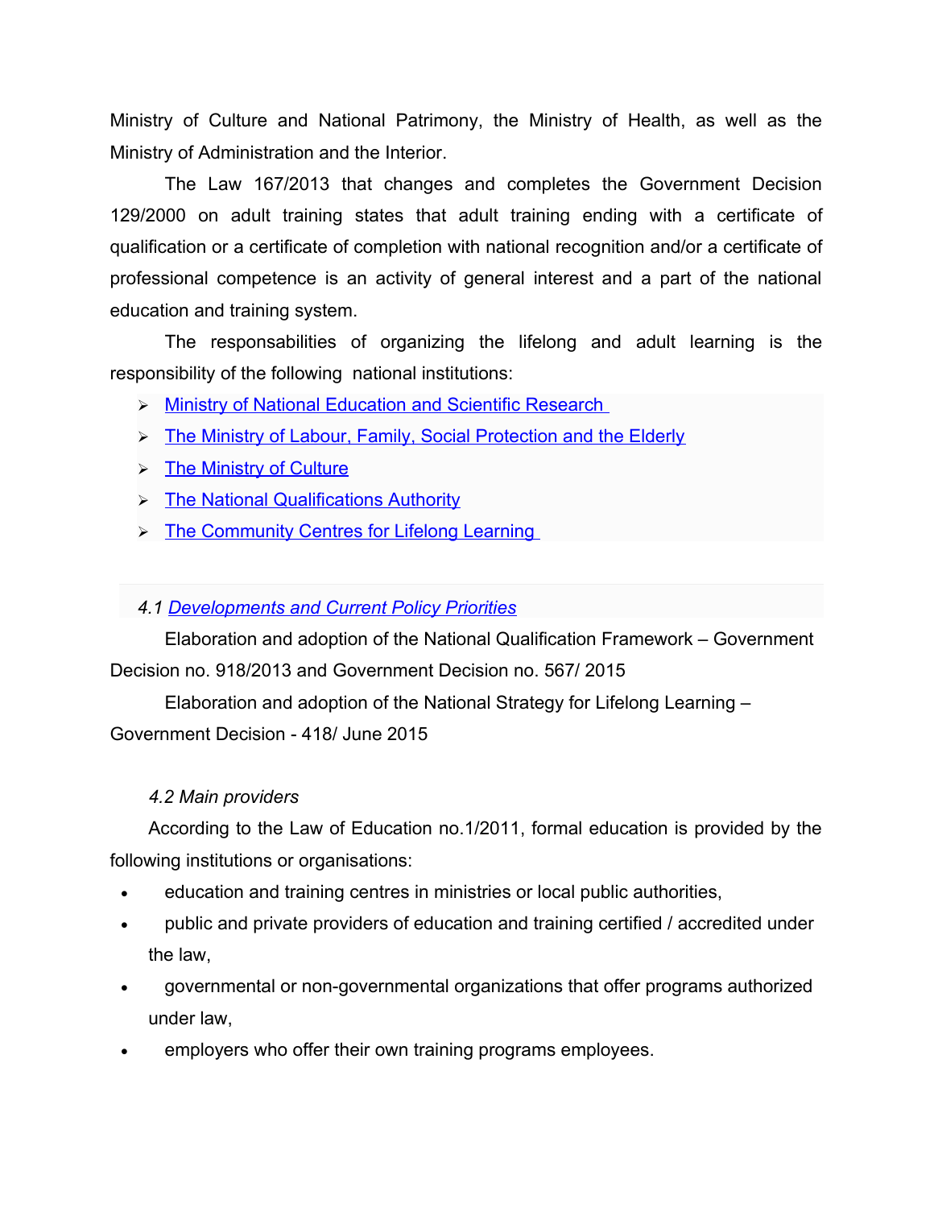Ministry of Culture and National Patrimony, the Ministry of Health, as well as the Ministry of Administration and the Interior.

The Law 167/2013 that changes and completes the Government Decision 129/2000 on adult training states that adult training ending with a certificate of qualification or a certificate of completion with national recognition and/or a certificate of professional competence is an activity of general interest and a part of the national education and training system.

The responsabilities of organizing the lifelong and adult learning is the responsibility of the following national institutions:

- Ministry of National Education and Scientific Research
- The Ministry of Labour, Family, Social Protection and the Elderly
- The Ministry of Culture
- The National Qualifications Authority
- The Community Centres for Lifelong Learning

### *4.1 Developments and Current Policy Priorities*

Elaboration and adoption of the National Qualification Framework – Government Decision no. 918/2013 and Government Decision no. 567/ 2015

Elaboration and adoption of the National Strategy for Lifelong Learning – Government Decision - 418/ June 2015

### *4.2 Main providers*

According to the Law of Education no.1/2011, formal education is provided by the following institutions or organisations:

- education and training centres in ministries or local public authorities,
- public and private providers of education and training certified / accredited under the law,
- governmental or non-governmental organizations that offer programs authorized under law,
- employers who offer their own training programs employees.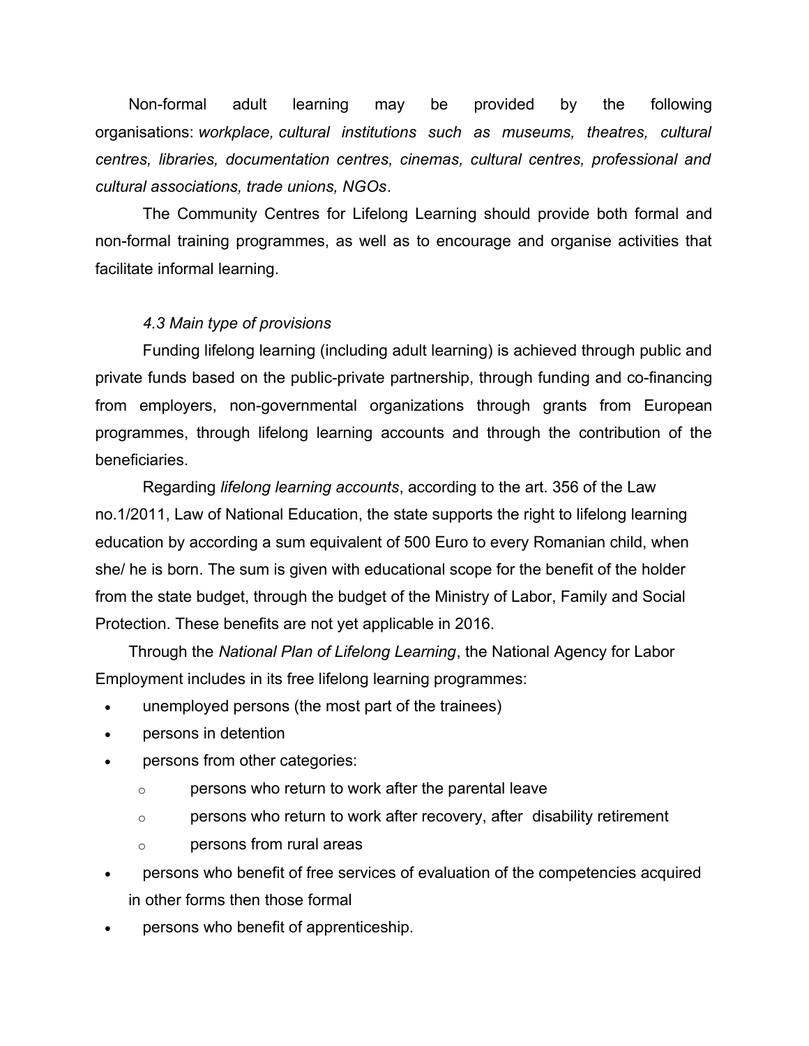Non-formal adult learning may be provided by the following organisations: *workplace, cultural institutions such as museums, theatres, cultural centres, libraries, documentation centres, cinemas, cultural centres, professional and cultural associations, trade unions, NGOs*.

The Community Centres for Lifelong Learning should provide both formal and non-formal training programmes, as well as to encourage and organise activities that facilitate informal learning.

*4.3 Main type of provisions*

Funding lifelong learning (including adult learning) is achieved through public and private funds based on the public-private partnership, through funding and co-financing from employers, non-governmental organizations through grants from European programmes, through lifelong learning accounts and through the contribution of the beneficiaries.

Regarding *lifelong learning accounts*, according to the art. 356 of the Law no.1/2011, Law of National Education, the state supports the right to lifelong learning education by according a sum equivalent of 500 Euro to every Romanian child, when she/ he is born. The sum is given with educational scope for the benefit of the holder from the state budget, through the budget of the Ministry of Labor, Family and Social Protection. These benefits are not yet applicable in 2016.

Through the *National Plan of Lifelong Learning*, the National Agency for Labor Employment includes in its free lifelong learning programmes:

- unemployed persons (the most part of the trainees)
- persons in detention
- persons from other categories:
    - persons who return to work after the parental leave
    - persons who return to work after recovery, after disability retirement
    - persons from rural areas
- persons who benefit of free services of evaluation of the competencies acquired in other forms then those formal
- persons who benefit of apprenticeship.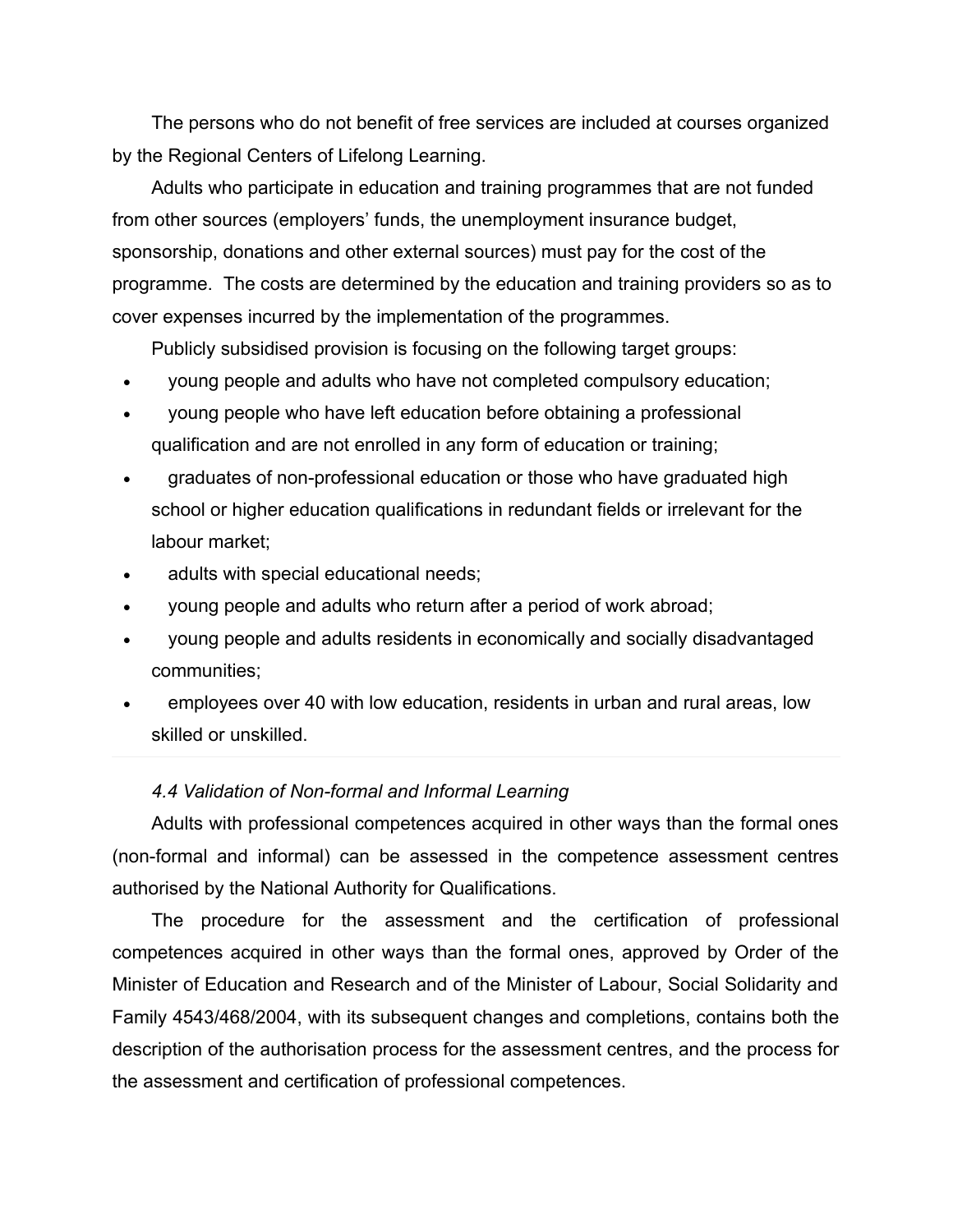The persons who do not benefit of free services are included at courses organized by the Regional Centers of Lifelong Learning.

Adults who participate in education and training programmes that are not funded from other sources (employers' funds, the unemployment insurance budget, sponsorship, donations and other external sources) must pay for the cost of the programme. The costs are determined by the education and training providers so as to cover expenses incurred by the implementation of the programmes.

Publicly subsidised provision is focusing on the following target groups:

- young people and adults who have not completed compulsory education;
- young people who have left education before obtaining a professional qualification and are not enrolled in any form of education or training;
- graduates of non-professional education or those who have graduated high school or higher education qualifications in redundant fields or irrelevant for the labour market;
- adults with special educational needs;
- young people and adults who return after a period of work abroad;
- young people and adults residents in economically and socially disadvantaged communities;
- employees over 40 with low education, residents in urban and rural areas, low skilled or unskilled.

### *4.4 Validation of Non-formal and Informal Learning*

Adults with professional competences acquired in other ways than the formal ones (non-formal and informal) can be assessed in the competence assessment centres authorised by the National Authority for Qualifications.

The procedure for the assessment and the certification of professional competences acquired in other ways than the formal ones, approved by Order of the Minister of Education and Research and of the Minister of Labour, Social Solidarity and Family 4543/468/2004, with its subsequent changes and completions, contains both the description of the authorisation process for the assessment centres, and the process for the assessment and certification of professional competences.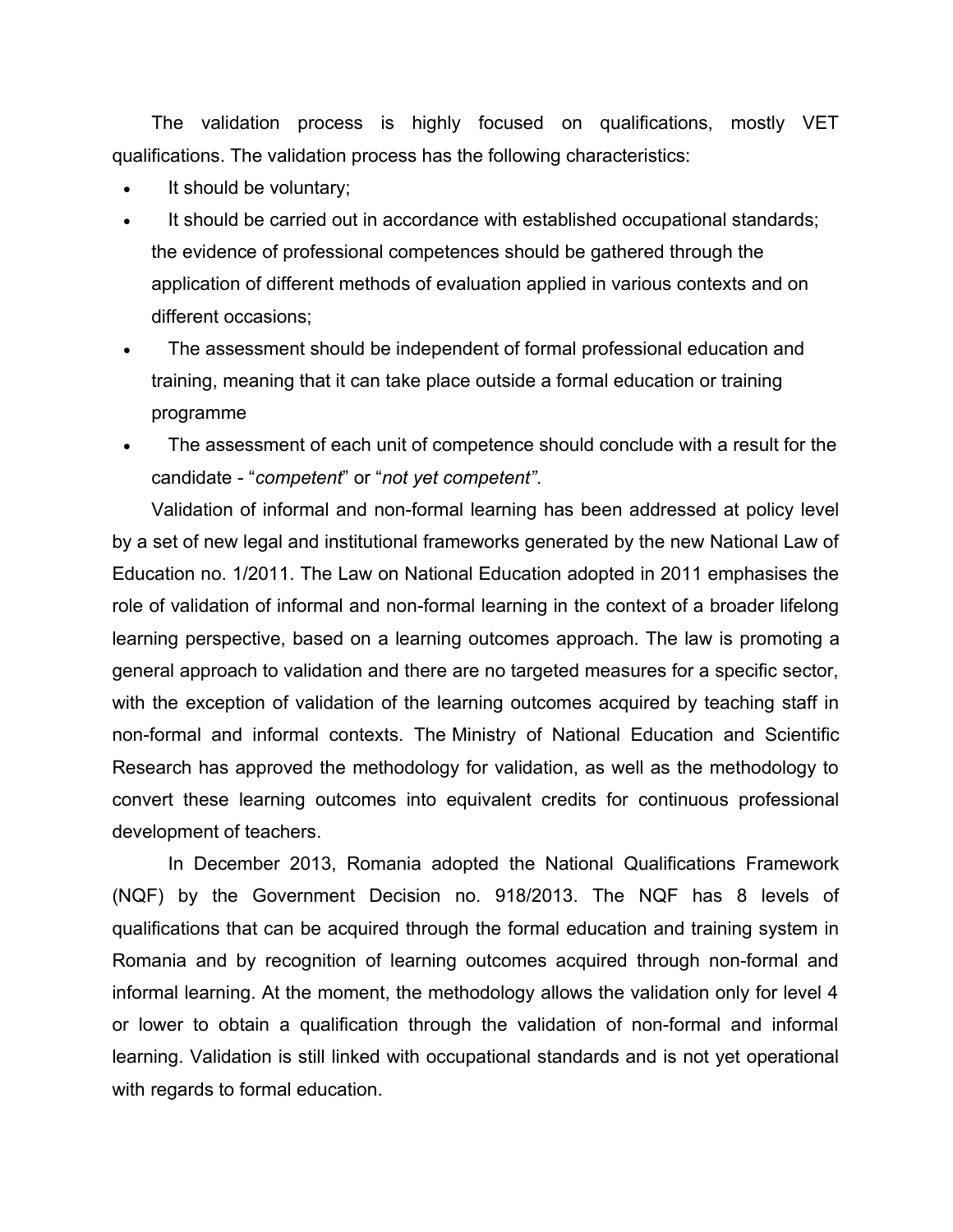The validation process is highly focused on qualifications, mostly VET qualifications. The validation process has the following characteristics:

- It should be voluntary;
- It should be carried out in accordance with established occupational standards; the evidence of professional competences should be gathered through the application of different methods of evaluation applied in various contexts and on different occasions;
- The assessment should be independent of formal professional education and training, meaning that it can take place outside a formal education or training programme
- The assessment of each unit of competence should conclude with a result for the candidate - "*competent*" or "*not yet competent*".

Validation of informal and non-formal learning has been addressed at policy level by a set of new legal and institutional frameworks generated by the new National Law of Education no. 1/2011. The Law on National Education adopted in 2011 emphasises the role of validation of informal and non-formal learning in the context of a broader lifelong learning perspective, based on a learning outcomes approach. The law is promoting a general approach to validation and there are no targeted measures for a specific sector, with the exception of validation of the learning outcomes acquired by teaching staff in non-formal and informal contexts. The Ministry of National Education and Scientific Research has approved the methodology for validation, as well as the methodology to convert these learning outcomes into equivalent credits for continuous professional development of teachers.

In December 2013, Romania adopted the National Qualifications Framework (NQF) by the Government Decision no. 918/2013. The NQF has 8 levels of qualifications that can be acquired through the formal education and training system in Romania and by recognition of learning outcomes acquired through non-formal and informal learning. At the moment, the methodology allows the validation only for level 4 or lower to obtain a qualification through the validation of non-formal and informal learning. Validation is still linked with occupational standards and is not yet operational with regards to formal education.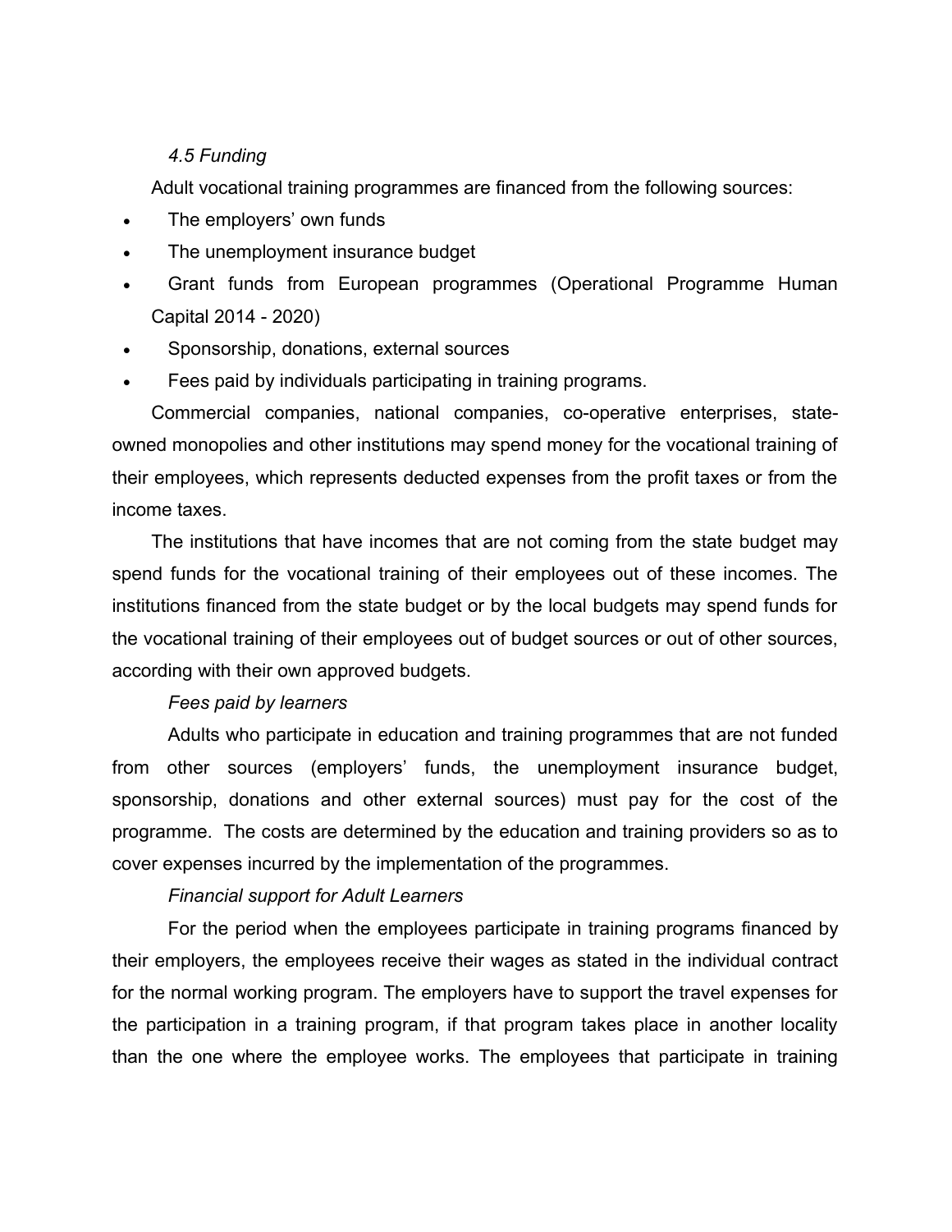### *4.5 Funding*

Adult vocational training programmes are financed from the following sources:

- The employers' own funds
- The unemployment insurance budget
- Grant funds from European programmes (Operational Programme Human Capital 2014 - 2020)
- Sponsorship, donations, external sources
- Fees paid by individuals participating in training programs.

Commercial companies, national companies, co-operative enterprises, state-owned monopolies and other institutions may spend money for the vocational training of their employees, which represents deducted expenses from the profit taxes or from the income taxes.

The institutions that have incomes that are not coming from the state budget may spend funds for the vocational training of their employees out of these incomes. The institutions financed from the state budget or by the local budgets may spend funds for the vocational training of their employees out of budget sources or out of other sources, according with their own approved budgets.

*Fees paid by learners*

Adults who participate in education and training programmes that are not funded from other sources (employers' funds, the unemployment insurance budget, sponsorship, donations and other external sources) must pay for the cost of the programme. The costs are determined by the education and training providers so as to cover expenses incurred by the implementation of the programmes.

*Financial support for Adult Learners*

For the period when the employees participate in training programs financed by their employers, the employees receive their wages as stated in the individual contract for the normal working program. The employers have to support the travel expenses for the participation in a training program, if that program takes place in another locality than the one where the employee works. The employees that participate in training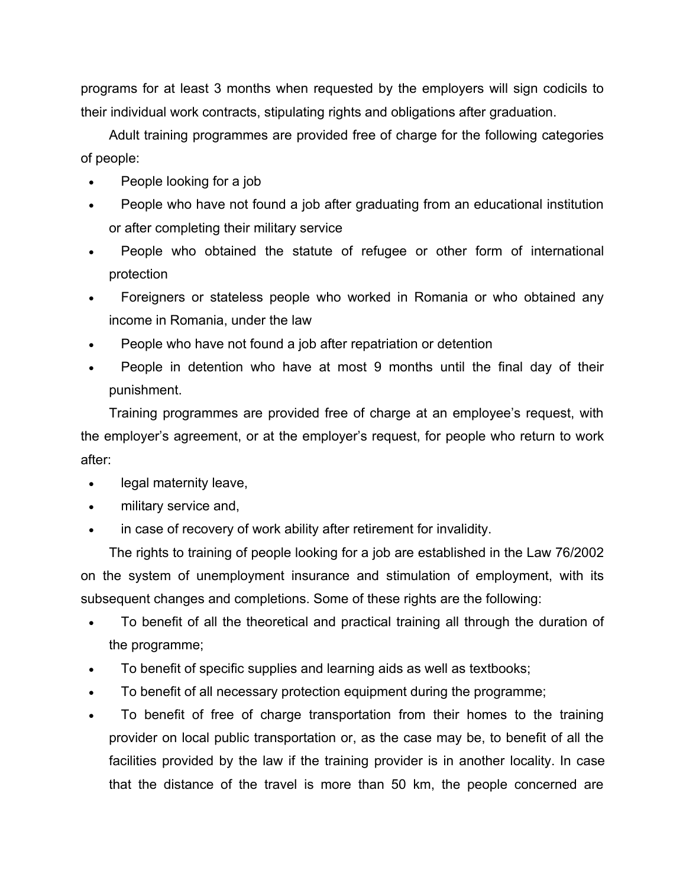programs for at least 3 months when requested by the employers will sign codicils to their individual work contracts, stipulating rights and obligations after graduation.

Adult training programmes are provided free of charge for the following categories of people:

- People looking for a job
- People who have not found a job after graduating from an educational institution or after completing their military service
- People who obtained the statute of refugee or other form of international protection
- Foreigners or stateless people who worked in Romania or who obtained any income in Romania, under the law
- People who have not found a job after repatriation or detention
- People in detention who have at most 9 months until the final day of their punishment.

Training programmes are provided free of charge at an employee's request, with the employer's agreement, or at the employer's request, for people who return to work after:

- legal maternity leave,
- military service and,
- in case of recovery of work ability after retirement for invalidity.

The rights to training of people looking for a job are established in the Law 76/2002 on the system of unemployment insurance and stimulation of employment, with its subsequent changes and completions. Some of these rights are the following:

- To benefit of all the theoretical and practical training all through the duration of the programme;
- To benefit of specific supplies and learning aids as well as textbooks;
- To benefit of all necessary protection equipment during the programme;
- To benefit of free of charge transportation from their homes to the training provider on local public transportation or, as the case may be, to benefit of all the facilities provided by the law if the training provider is in another locality. In case that the distance of the travel is more than 50 km, the people concerned are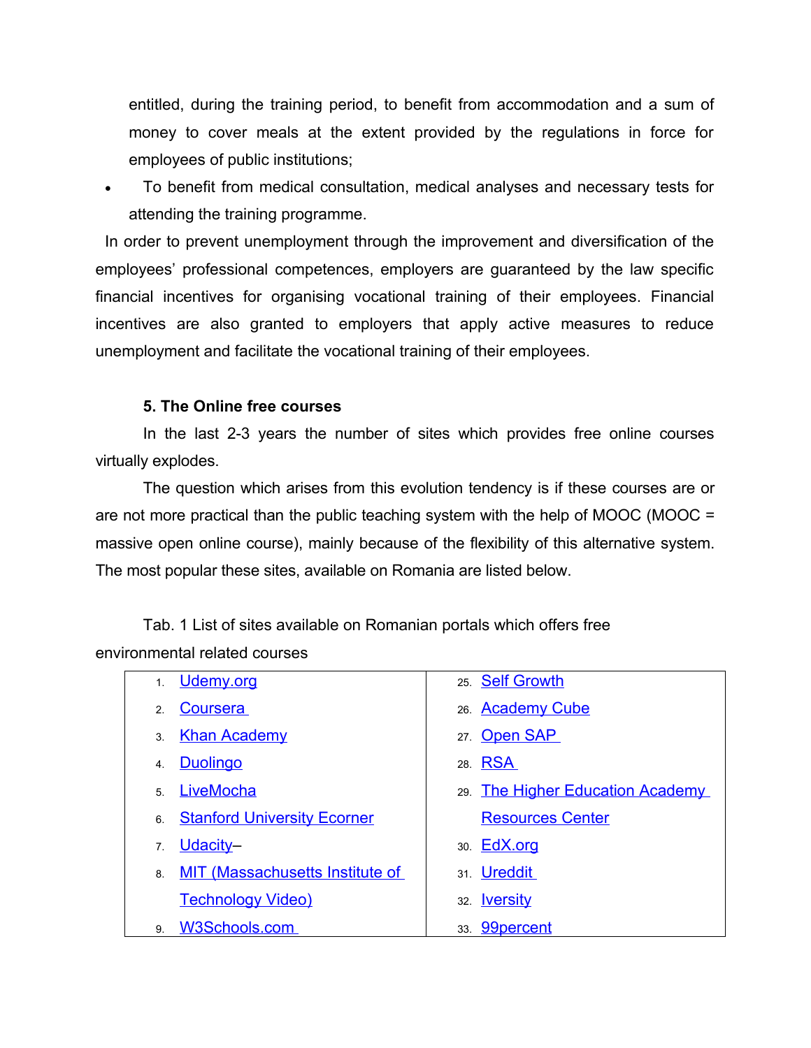entitled, during the training period, to benefit from accommodation and a sum of money to cover meals at the extent provided by the regulations in force for employees of public institutions;

- To benefit from medical consultation, medical analyses and necessary tests for attending the training programme.

In order to prevent unemployment through the improvement and diversification of the employees' professional competences, employers are guaranteed by the law specific financial incentives for organising vocational training of their employees. Financial incentives are also granted to employers that apply active measures to reduce unemployment and facilitate the vocational training of their employees.

### 5. The Online free courses

In the last 2-3 years the number of sites which provides free online courses virtually explodes.

The question which arises from this evolution tendency is if these courses are or are not more practical than the public teaching system with the help of MOOC (MOOC = massive open online course), mainly because of the flexibility of this alternative system. The most popular these sites, available on Romania are listed below.

Tab. 1 List of sites available on Romanian portals which offers free environmental related courses

| | |
|---|---|
| 1. Udemy.org | 25. Self Growth |
| 2. Coursera | 26. Academy Cube |
| 3. Khan Academy | 27. Open SAP |
| 4. Duolingo | 28. RSA |
| 5. LiveMocha | 29. The Higher Education Academy Resources Center |
| 6. Stanford University Ecorner | 30. EdX.org |
| 7. Udacity– | 31. Ureddit |
| 8. MIT (Massachusetts Institute of Technology Video) | 32. Iversity |
| 9. W3Schools.com | 33. 99percent |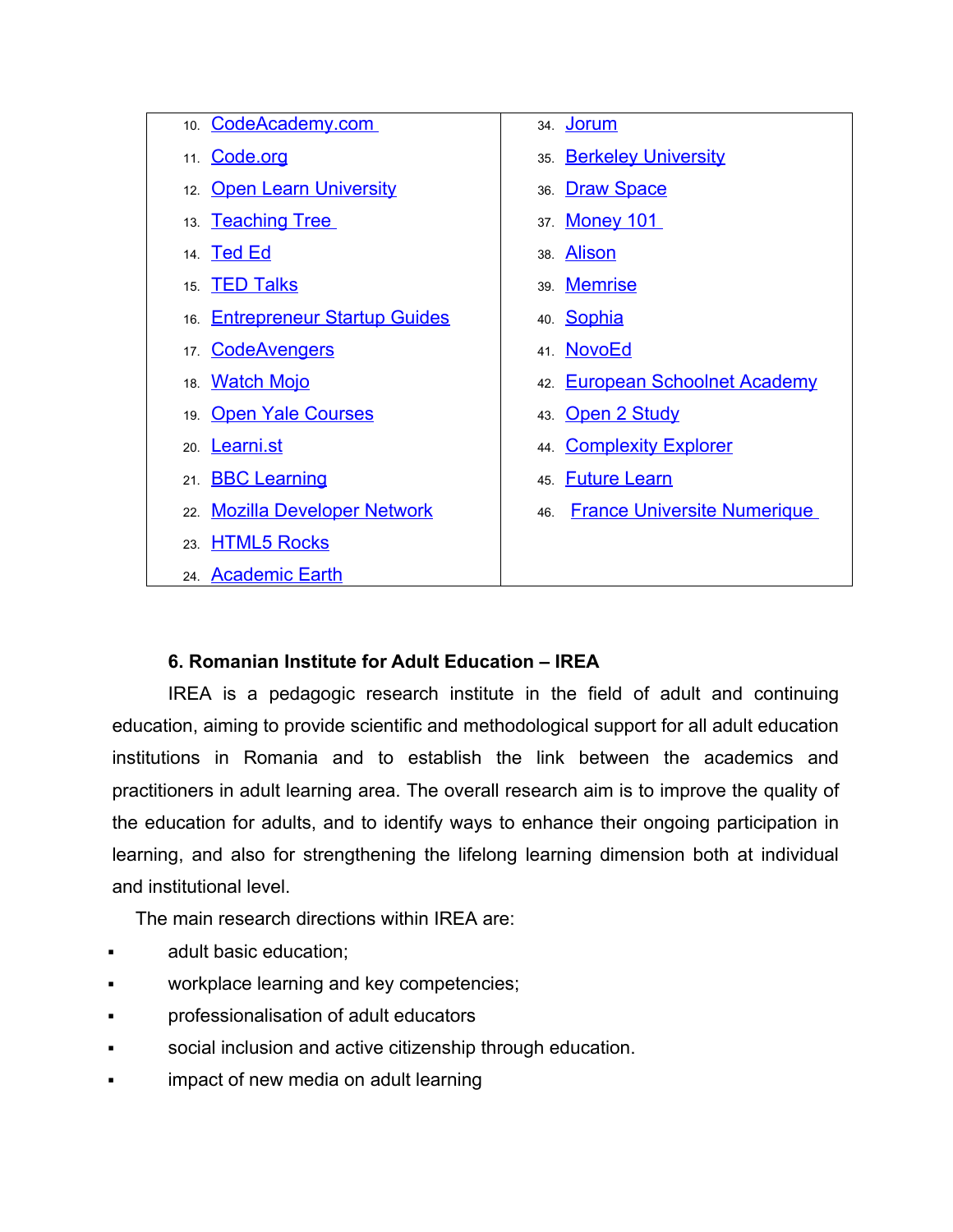| | |
|---|---|
| 10. CodeAcademy.com | 34. Jorum |
| 11. Code.org | 35. Berkeley University |
| 12. Open Learn University | 36. Draw Space |
| 13. Teaching Tree | 37. Money 101 |
| 14. Ted Ed | 38. Alison |
| 15. TED Talks | 39. Memrise |
| 16. Entrepreneur Startup Guides | 40. Sophia |
| 17. CodeAvengers | 41. NovoEd |
| 18. Watch Mojo | 42. European Schoolnet Academy |
| 19. Open Yale Courses | 43. Open 2 Study |
| 20. Learni.st | 44. Complexity Explorer |
| 21. BBC Learning | 45. Future Learn |
| 22. Mozilla Developer Network | 46. France Universite Numerique |
| 23. HTML5 Rocks | |
| 24. Academic Earth | |

**6. Romanian Institute for Adult Education – IREA**

IREA is a pedagogic research institute in the field of adult and continuing education, aiming to provide scientific and methodological support for all adult education institutions in Romania and to establish the link between the academics and practitioners in adult learning area. The overall research aim is to improve the quality of the education for adults, and to identify ways to enhance their ongoing participation in learning, and also for strengthening the lifelong learning dimension both at individual and institutional level.

The main research directions within IREA are:

- adult basic education;
- workplace learning and key competencies;
- professionalisation of adult educators
- social inclusion and active citizenship through education.
- impact of new media on adult learning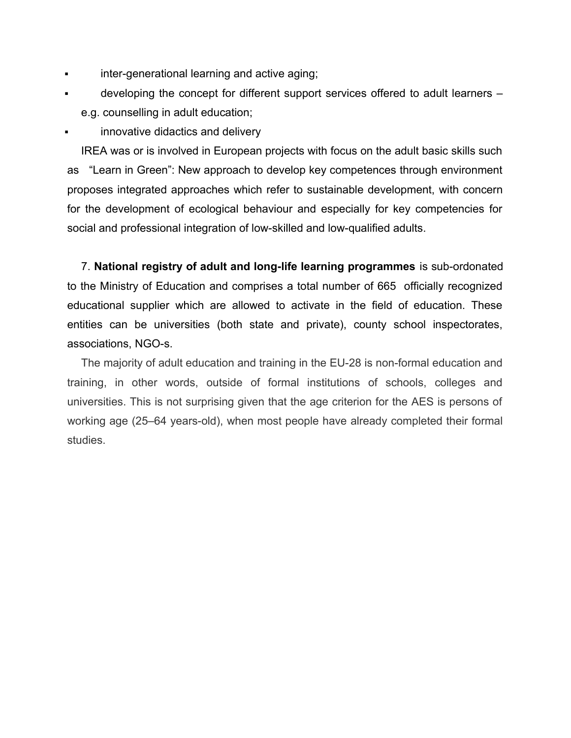- inter-generational learning and active aging;
- developing the concept for different support services offered to adult learners – e.g. counselling in adult education;
- innovative didactics and delivery

IREA was or is involved in European projects with focus on the adult basic skills such as "Learn in Green": New approach to develop key competences through environment proposes integrated approaches which refer to sustainable development, with concern for the development of ecological behaviour and especially for key competencies for social and professional integration of low-skilled and low-qualified adults.

7. **National registry of adult and long-life learning programmes** is sub-ordonated to the Ministry of Education and comprises a total number of 665 officially recognized educational supplier which are allowed to activate in the field of education. These entities can be universities (both state and private), county school inspectorates, associations, NGO-s.

The majority of adult education and training in the EU-28 is non-formal education and training, in other words, outside of formal institutions of schools, colleges and universities. This is not surprising given that the age criterion for the AES is persons of working age (25–64 years-old), when most people have already completed their formal studies.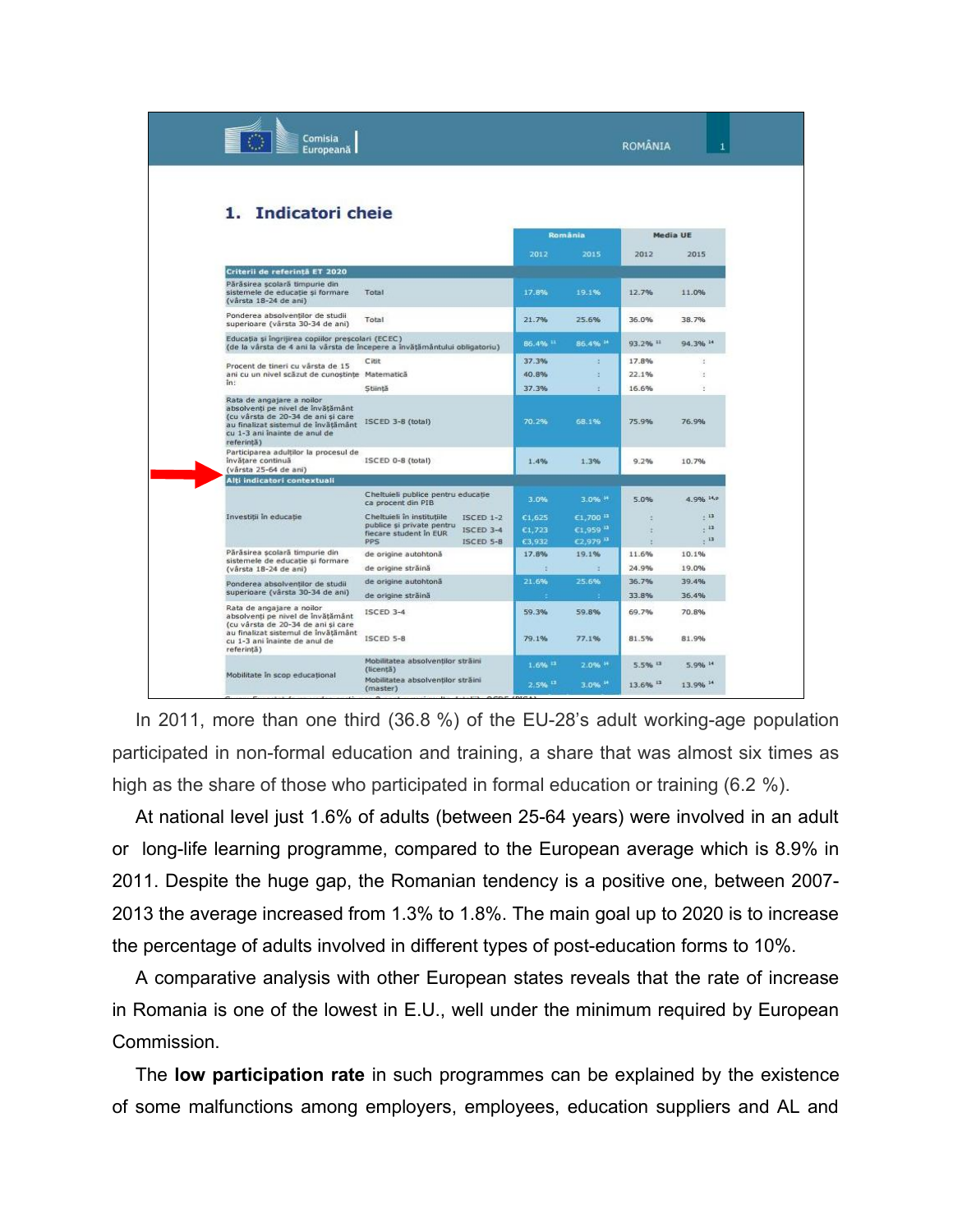Comisia Europeană — ROMÂNIA

## 1. Indicatori cheie

| | | România 2012 | România 2015 | Media UE 2012 | Media UE 2015 |
|---|---|---|---|---|---|
| **Criterii de referință ET 2020** | | | | | |
| Părăsirea școlară timpurie din sistemele de educație și formare (vârsta 18-24 de ani) | Total | 17.8% | 19.1% | 12.7% | 11.0% |
| Ponderea absolvenților de studii superioare (vârsta 30-34 de ani) | Total | 21.7% | 25.6% | 36.0% | 38.7% |
| Educația și îngrijirea copiilor preșcolari (ECEC) (de la vârsta de 4 ani la vârsta de începere a învățământului obligatoriu) | | 86.4% [11] | 86.4% [14] | 93.2% [11] | 94.3% [14] |
| Procent de tineri cu vârsta de 15 ani cu un nivel scăzut de cunoștințe în: | Citit | 37.3% | : | 17.8% | : |
| | Matematică | 40.8% | : | 22.1% | : |
| | Științǎ | 37.3% | : | 16.6% | : |
| Rata de angajare a noilor absolvenți pe nivel de învățământ (cu vârsta de 20-34 de ani și care au finalizat sistemul de învățământ cu 1-3 ani înainte de anul de referință) | ISCED 3-8 (total) | 70.2% | 68.1% | 75.9% | 76.9% |
| Participarea adulților la procesul de învățare continuă (vârsta 25-64 de ani) | ISCED 0-8 (total) | 1.4% | 1.3% | 9.2% | 10.7% |
| **Alți indicatori contextuali** | | | | | |
| Investiții în educație | Cheltuieli publice pentru educație ca procent din PIB | 3.0% | 3.0% [14] | 5.0% | 4.9% [14,p] |
| | Cheltuieli în instituțiile publice și private pentru fiecare student în EUR PPS — ISCED 1-2 | €1,625 | €1,700 [13] | : | : [13] |
| | ISCED 3-4 | €1,723 | €1,959 [13] | : | : [13] |
| | ISCED 5-8 | €3,932 | €2,979 [13] | : | : [13] |
| Părăsirea școlară timpurie din sistemele de educație și formare (vârsta 18-24 de ani) | de origine autohtonă | 17.8% | 19.1% | 11.6% | 10.1% |
| | de origine străină | : | : | 24.9% | 19.0% |
| Ponderea absolvenților de studii superioare (vârsta 30-34 de ani) | de origine autohtonă | 21.6% | 25.6% | 36.7% | 39.4% |
| | de origine străină | : | : | 33.8% | 36.4% |
| Rata de angajare a noilor absolvenți pe nivel de învățământ (cu vârsta de 20-34 de ani și care au finalizat sistemul de învățământ cu 1-3 ani înainte de anul de referință) | ISCED 3-4 | 59.3% | 59.8% | 69.7% | 70.8% |
| | ISCED 5-8 | 79.1% | 77.1% | 81.5% | 81.9% |
| Mobilitate în scop educațional | Mobilitatea absolvenților străini (licență) | 1.6% [13] | 2.0% [14] | 5.5% [13] | 5.9% [14] |
| | Mobilitatea absolvenților străini (master) | 2.5% [13] | 3.0% [14] | 13.6% [13] | 13.9% [14] |

In 2011, more than one third (36.8 %) of the EU-28's adult working-age population participated in non-formal education and training, a share that was almost six times as high as the share of those who participated in formal education or training (6.2 %).

At national level just 1.6% of adults (between 25-64 years) were involved in an adult or long-life learning programme, compared to the European average which is 8.9% in 2011. Despite the huge gap, the Romanian tendency is a positive one, between 2007-2013 the average increased from 1.3% to 1.8%. The main goal up to 2020 is to increase the percentage of adults involved in different types of post-education forms to 10%.

A comparative analysis with other European states reveals that the rate of increase in Romania is one of the lowest in E.U., well under the minimum required by European Commission.

The **low participation rate** in such programmes can be explained by the existence of some malfunctions among employers, employees, education suppliers and AL and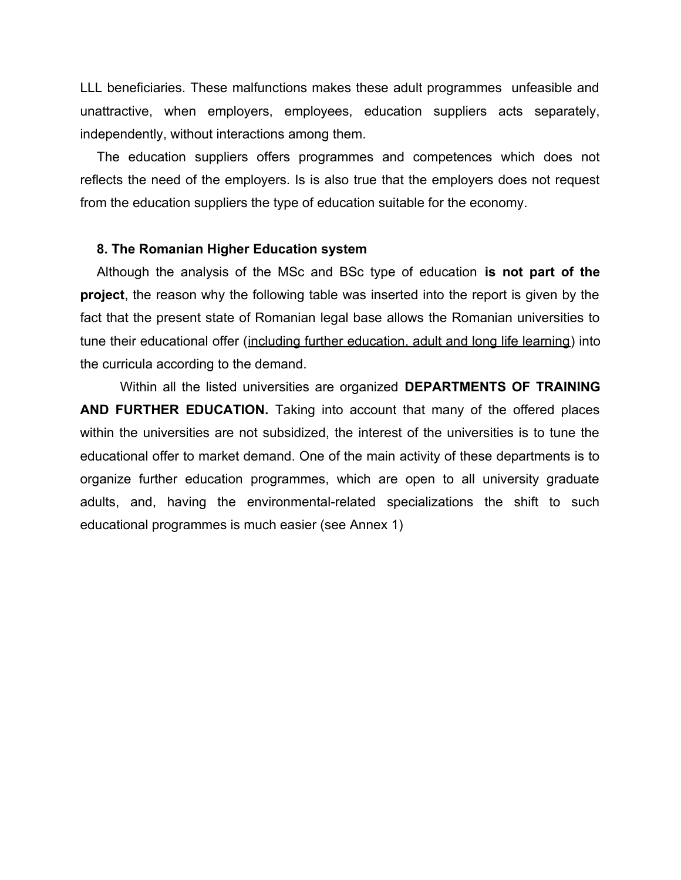LLL beneficiaries. These malfunctions makes these adult programmes unfeasible and unattractive, when employers, employees, education suppliers acts separately, independently, without interactions among them.

The education suppliers offers programmes and competences which does not reflects the need of the employers. Is is also true that the employers does not request from the education suppliers the type of education suitable for the economy.

### 8. The Romanian Higher Education system

Although the analysis of the MSc and BSc type of education **is not part of the project**, the reason why the following table was inserted into the report is given by the fact that the present state of Romanian legal base allows the Romanian universities to tune their educational offer (<u>including further education, adult and long life learning</u>) into the curricula according to the demand.

Within all the listed universities are organized **DEPARTMENTS OF TRAINING AND FURTHER EDUCATION.** Taking into account that many of the offered places within the universities are not subsidized, the interest of the universities is to tune the educational offer to market demand. One of the main activity of these departments is to organize further education programmes, which are open to all university graduate adults, and, having the environmental-related specializations the shift to such educational programmes is much easier (see Annex 1)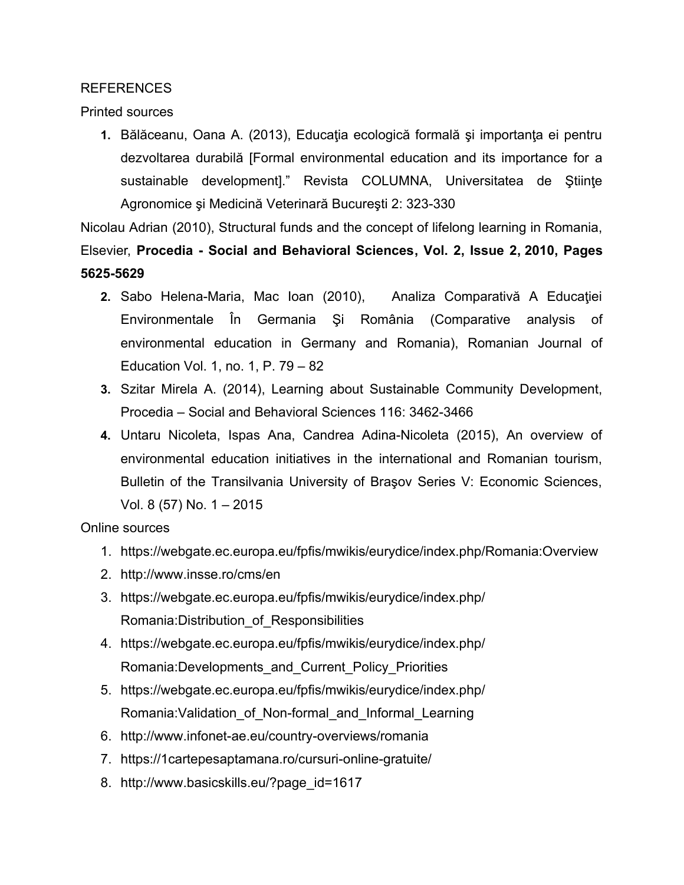REFERENCES

Printed sources

1. Bălăceanu, Oana A. (2013), Educaţia ecologică formală şi importanţa ei pentru dezvoltarea durabilă [Formal environmental education and its importance for a sustainable development]." Revista COLUMNA, Universitatea de Ştiinţe Agronomice şi Medicină Veterinară Bucureşti 2: 323-330

Nicolau Adrian (2010), Structural funds and the concept of lifelong learning in Romania, Elsevier, **Procedia - Social and Behavioral Sciences, Vol. 2, Issue 2, 2010, Pages 5625-5629**

2. Sabo Helena-Maria, Mac Ioan (2010), Analiza Comparativă A Educaţiei Environmentale În Germania Şi România (Comparative analysis of environmental education in Germany and Romania), Romanian Journal of Education Vol. 1, no. 1, P. 79 – 82
3. Szitar Mirela A. (2014), Learning about Sustainable Community Development, Procedia – Social and Behavioral Sciences 116: 3462-3466
4. Untaru Nicoleta, Ispas Ana, Candrea Adina-Nicoleta (2015), An overview of environmental education initiatives in the international and Romanian tourism, Bulletin of the Transilvania University of Braşov Series V: Economic Sciences, Vol. 8 (57) No. 1 – 2015

Online sources

1. https://webgate.ec.europa.eu/fpfis/mwikis/eurydice/index.php/Romania:Overview
2. http://www.insse.ro/cms/en
3. https://webgate.ec.europa.eu/fpfis/mwikis/eurydice/index.php/Romania:Distribution_of_Responsibilities
4. https://webgate.ec.europa.eu/fpfis/mwikis/eurydice/index.php/Romania:Developments_and_Current_Policy_Priorities
5. https://webgate.ec.europa.eu/fpfis/mwikis/eurydice/index.php/Romania:Validation_of_Non-formal_and_Informal_Learning
6. http://www.infonet-ae.eu/country-overviews/romania
7. https://1cartepesaptamana.ro/cursuri-online-gratuite/
8. http://www.basicskills.eu/?page_id=1617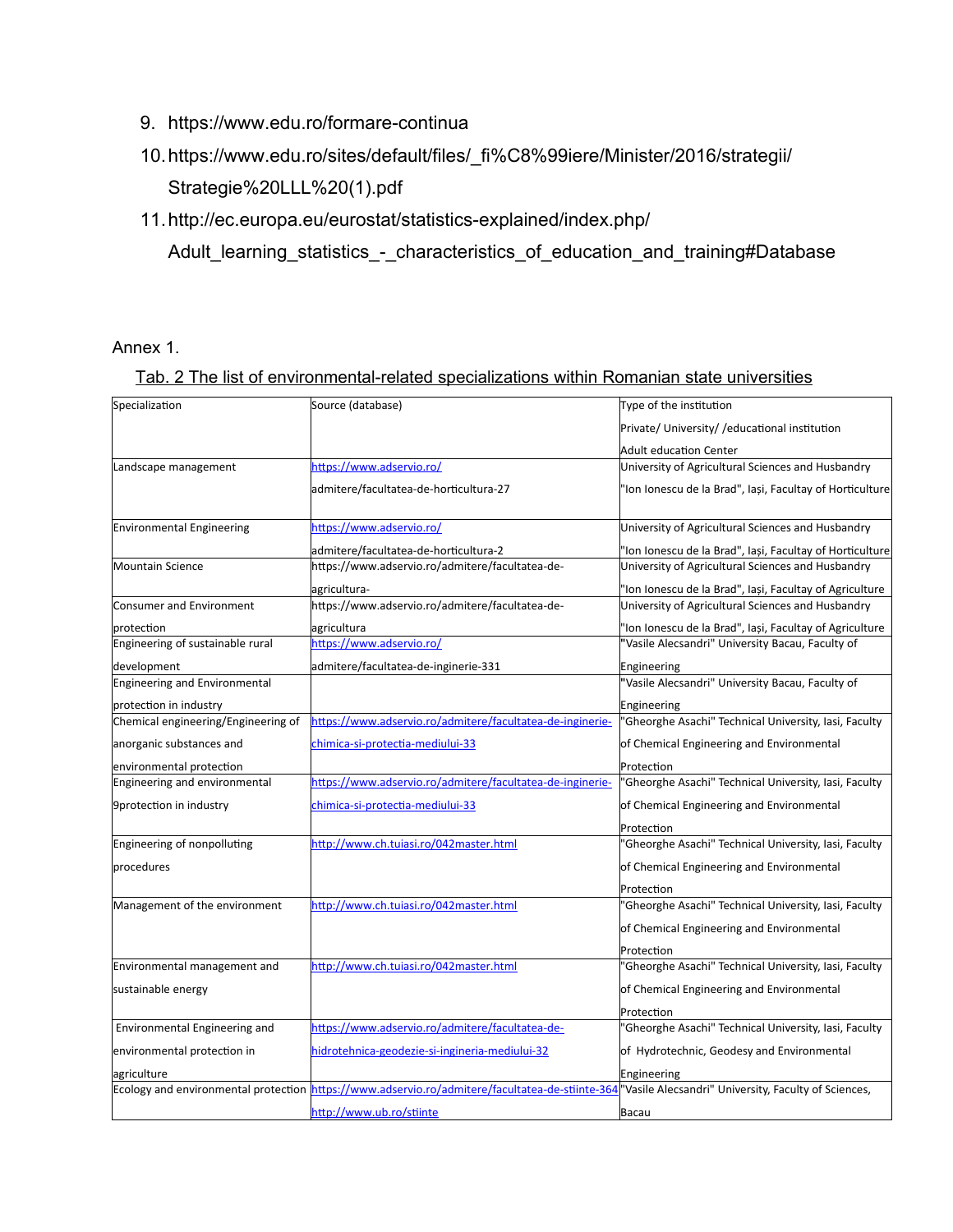9. https://www.edu.ro/formare-continua
10. https://www.edu.ro/sites/default/files/_fi%C8%99iere/Minister/2016/strategii/Strategie%20LLL%20(1).pdf
11. http://ec.europa.eu/eurostat/statistics-explained/index.php/Adult_learning_statistics_-_characteristics_of_education_and_training#Database

Annex 1.

Tab. 2 The list of environmental-related specializations within Romanian state universities

| Specialization | Source (database) | Type of the institution Private/ University/ /educational institution Adult education Center |
|---|---|---|
| Landscape management | https://www.adservio.ro/ admitere/facultatea-de-horticultura-27 | University of Agricultural Sciences and Husbandry "Ion Ionescu de la Brad", Iași, Facultay of Horticulture |
| Environmental Engineering | https://www.adservio.ro/ admitere/facultatea-de-horticultura-2 | University of Agricultural Sciences and Husbandry "Ion Ionescu de la Brad", Iași, Facultay of Horticulture |
| Mountain Science | https://www.adservio.ro/admitere/facultatea-de-agricultura- | University of Agricultural Sciences and Husbandry "Ion Ionescu de la Brad", Iași, Facultay of Agriculture |
| Consumer and Environment protection | https://www.adservio.ro/admitere/facultatea-de-agricultura | University of Agricultural Sciences and Husbandry "Ion Ionescu de la Brad", Iași, Facultay of Agriculture |
| Engineering of sustainable rural development | https://www.adservio.ro/ admitere/facultatea-de-inginerie-331 | "Vasile Alecsandri" University Bacau, Faculty of Engineering |
| Engineering and Environmental protection in industry | | "Vasile Alecsandri" University Bacau, Faculty of Engineering |
| Chemical engineering/Engineering of anorganic substances and environmental protection | https://www.adservio.ro/admitere/facultatea-de-inginerie-chimica-si-protectia-mediului-33 | "Gheorghe Asachi" Technical University, Iasi, Faculty of Chemical Engineering and Environmental Protection |
| Engineering and environmental 9protection in industry | https://www.adservio.ro/admitere/facultatea-de-inginerie-chimica-si-protectia-mediului-33 | "Gheorghe Asachi" Technical University, Iasi, Faculty of Chemical Engineering and Environmental Protection |
| Engineering of nonpolluting procedures | http://www.ch.tuiasi.ro/042master.html | "Gheorghe Asachi" Technical University, Iasi, Faculty of Chemical Engineering and Environmental Protection |
| Management of the environment | http://www.ch.tuiasi.ro/042master.html | "Gheorghe Asachi" Technical University, Iasi, Faculty of Chemical Engineering and Environmental Protection |
| Environmental management and sustainable energy | http://www.ch.tuiasi.ro/042master.html | "Gheorghe Asachi" Technical University, Iasi, Faculty of Chemical Engineering and Environmental Protection |
| Environmental Engineering and environmental protection in agriculture | https://www.adservio.ro/admitere/facultatea-de-hidrotehnica-geodezie-si-ingineria-mediului-32 | "Gheorghe Asachi" Technical University, Iasi, Faculty of Hydrotechnic, Geodesy and Environmental Engineering |
| Ecology and environmental protection | https://www.adservio.ro/admitere/facultatea-de-stiinte-364 http://www.ub.ro/stiinte | "Vasile Alecsandri" University, Faculty of Sciences, Bacau |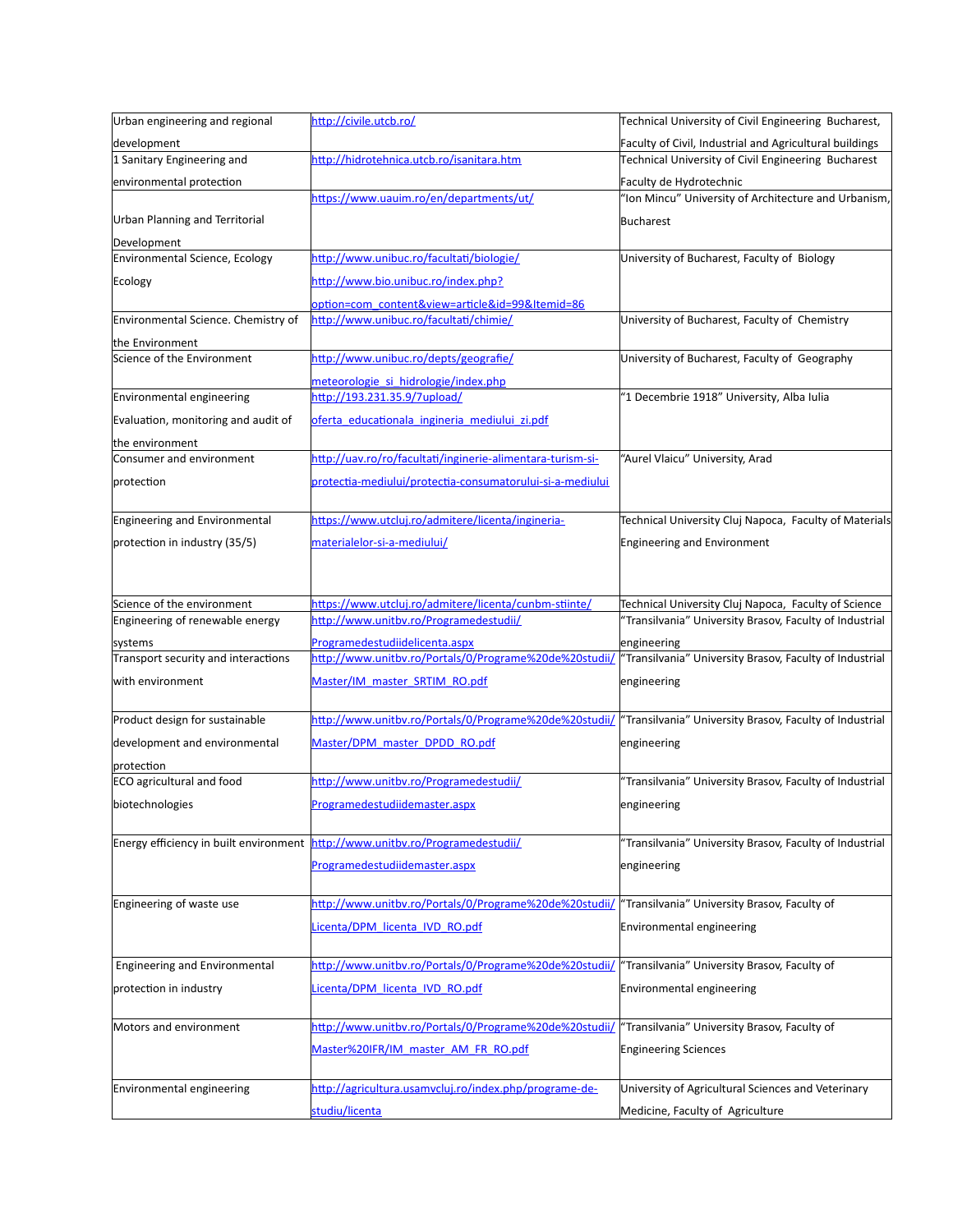| | | |
|---|---|---|
| Urban engineering and regional development | http://civile.utcb.ro/ | Technical University of Civil Engineering Bucharest, Faculty of Civil, Industrial and Agricultural buildings |
| 1 Sanitary Engineering and environmental protection | http://hidrotehnica.utcb.ro/isanitara.htm | Technical University of Civil Engineering Bucharest Faculty de Hydrotechnic |
| Urban Planning and Territorial Development | https://www.uauim.ro/en/departments/ut/ | "Ion Mincu" University of Architecture and Urbanism, Bucharest |
| Environmental Science, Ecology Ecology | http://www.unibuc.ro/facultati/biologie/ http://www.bio.unibuc.ro/index.php?option=com_content&view=article&id=99&Itemid=86 | University of Bucharest, Faculty of Biology |
| Environmental Science. Chemistry of the Environment | http://www.unibuc.ro/facultati/chimie/ | University of Bucharest, Faculty of Chemistry |
| Science of the Environment | http://www.unibuc.ro/depts/geografie/meteorologie_si_hidrologie/index.php | University of Bucharest, Faculty of Geography |
| Environmental engineering Evaluation, monitoring and audit of the environment | http://193.231.35.9/7upload/oferta_educationala_ingineria_mediului_zi.pdf | "1 Decembrie 1918" University, Alba Iulia |
| Consumer and environment protection | http://uav.ro/ro/facultati/inginerie-alimentara-turism-si-protectia-mediului/protectia-consumatorului-si-a-mediului | "Aurel Vlaicu" University, Arad |
| Engineering and Environmental protection in industry (35/5) | https://www.utcluj.ro/admitere/licenta/ingineria-materialelor-si-a-mediului/ | Technical University Cluj Napoca, Faculty of Materials Engineering and Environment |
| Science of the environment | https://www.utcluj.ro/admitere/licenta/cunbm-stiinte/ | Technical University Cluj Napoca, Faculty of Science |
| Engineering of renewable energy systems | http://www.unitbv.ro/Programedestudii/Programedestudiidelicenta.aspx | "Transilvania" University Brasov, Faculty of Industrial engineering |
| Transport security and interactions with environment | http://www.unitbv.ro/Portals/0/Programe%20de%20studii/Master/IM_master_SRTIM_RO.pdf | "Transilvania" University Brasov, Faculty of Industrial engineering |
| Product design for sustainable development and environmental protection | http://www.unitbv.ro/Portals/0/Programe%20de%20studii/Master/DPM_master_DPDD_RO.pdf | "Transilvania" University Brasov, Faculty of Industrial engineering |
| ECO agricultural and food biotechnologies | http://www.unitbv.ro/Programedestudii/Programedestudiidemaster.aspx | "Transilvania" University Brasov, Faculty of Industrial engineering |
| Energy efficiency in built environment | http://www.unitbv.ro/Programedestudii/Programedestudiidemaster.aspx | "Transilvania" University Brasov, Faculty of Industrial engineering |
| Engineering of waste use | http://www.unitbv.ro/Portals/0/Programe%20de%20studii/Licenta/DPM_licenta_IVD_RO.pdf | "Transilvania" University Brasov, Faculty of Environmental engineering |
| Engineering and Environmental protection in industry | http://www.unitbv.ro/Portals/0/Programe%20de%20studii/Licenta/DPM_licenta_IVD_RO.pdf | "Transilvania" University Brasov, Faculty of Environmental engineering |
| Motors and environment | http://www.unitbv.ro/Portals/0/Programe%20de%20studii/Master%20IFR/IM_master_AM_FR_RO.pdf | "Transilvania" University Brasov, Faculty of Engineering Sciences |
| Environmental engineering | http://agricultura.usamvcluj.ro/index.php/programe-de-studiu/licenta | University of Agricultural Sciences and Veterinary Medicine, Faculty of Agriculture |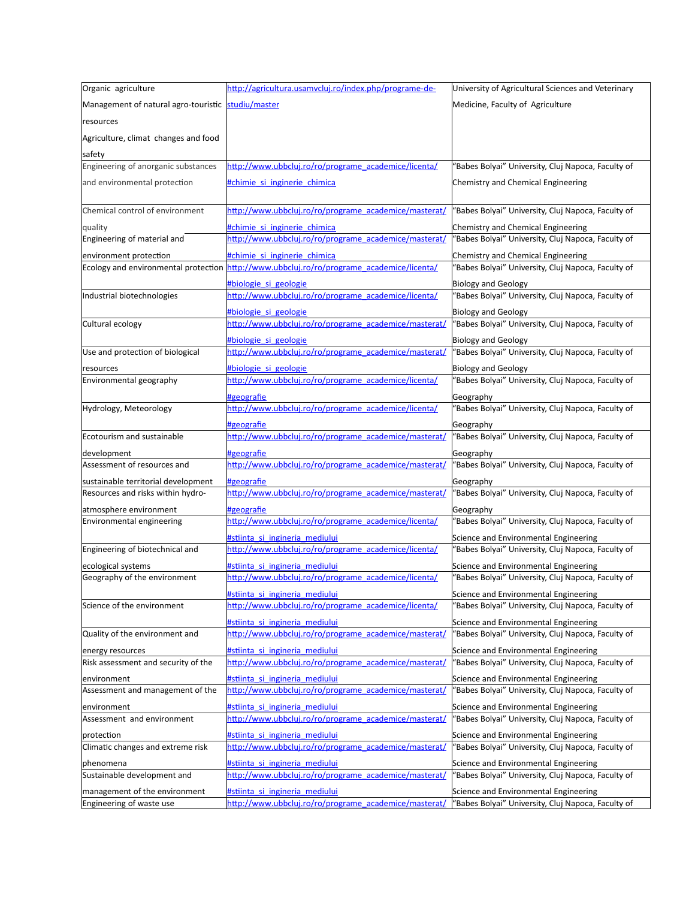| | | |
|---|---|---|
| Organic agriculture<br>Management of natural agro-touristic resources<br>Agriculture, climat changes and food safety | http://agricultura.usamvcluj.ro/index.php/programe-de-studiu/master | University of Agricultural Sciences and Veterinary Medicine, Faculty of Agriculture |
| Engineering of anorganic substances and environmental protection | http://www.ubbcluj.ro/ro/programe_academice/licenta/#chimie_si_inginerie_chimica | "Babes Bolyai" University, Cluj Napoca, Faculty of Chemistry and Chemical Engineering |
| Chemical control of environment quality | http://www.ubbcluj.ro/ro/programe_academice/masterat/#chimie_si_inginerie_chimica | "Babes Bolyai" University, Cluj Napoca, Faculty of Chemistry and Chemical Engineering |
| Engineering of material and environment protection | http://www.ubbcluj.ro/ro/programe_academice/masterat/#chimie_si_inginerie_chimica | "Babes Bolyai" University, Cluj Napoca, Faculty of Chemistry and Chemical Engineering |
| Ecology and environmental protection | http://www.ubbcluj.ro/ro/programe_academice/licenta/#biologie_si_geologie | "Babes Bolyai" University, Cluj Napoca, Faculty of Biology and Geology |
| Industrial biotechnologies | http://www.ubbcluj.ro/ro/programe_academice/licenta/#biologie_si_geologie | "Babes Bolyai" University, Cluj Napoca, Faculty of Biology and Geology |
| Cultural ecology | http://www.ubbcluj.ro/ro/programe_academice/masterat/#biologie_si_geologie | "Babes Bolyai" University, Cluj Napoca, Faculty of Biology and Geology |
| Use and protection of biological resources | http://www.ubbcluj.ro/ro/programe_academice/masterat/#biologie_si_geologie | "Babes Bolyai" University, Cluj Napoca, Faculty of Biology and Geology |
| Environmental geography | http://www.ubbcluj.ro/ro/programe_academice/licenta/#geografie | "Babes Bolyai" University, Cluj Napoca, Faculty of Geography |
| Hydrology, Meteorology | http://www.ubbcluj.ro/ro/programe_academice/licenta/#geografie | "Babes Bolyai" University, Cluj Napoca, Faculty of Geography |
| Ecotourism and sustainable development | http://www.ubbcluj.ro/ro/programe_academice/masterat/#geografie | "Babes Bolyai" University, Cluj Napoca, Faculty of Geography |
| Assessment of resources and sustainable territorial development | http://www.ubbcluj.ro/ro/programe_academice/masterat/#geografie | "Babes Bolyai" University, Cluj Napoca, Faculty of Geography |
| Resources and risks within hydro-atmosphere environment | http://www.ubbcluj.ro/ro/programe_academice/masterat/#geografie | "Babes Bolyai" University, Cluj Napoca, Faculty of Geography |
| Environmental engineering | http://www.ubbcluj.ro/ro/programe_academice/licenta/#stiinta_si_ingineria_mediului | "Babes Bolyai" University, Cluj Napoca, Faculty of Science and Environmental Engineering |
| Engineering of biotechnical and ecological systems | http://www.ubbcluj.ro/ro/programe_academice/licenta/#stiinta_si_ingineria_mediului | "Babes Bolyai" University, Cluj Napoca, Faculty of Science and Environmental Engineering |
| Geography of the environment | http://www.ubbcluj.ro/ro/programe_academice/licenta/#stiinta_si_ingineria_mediului | "Babes Bolyai" University, Cluj Napoca, Faculty of Science and Environmental Engineering |
| Science of the environment | http://www.ubbcluj.ro/ro/programe_academice/licenta/#stiinta_si_ingineria_mediului | "Babes Bolyai" University, Cluj Napoca, Faculty of Science and Environmental Engineering |
| Quality of the environment and energy resources | http://www.ubbcluj.ro/ro/programe_academice/masterat/#stiinta_si_ingineria_mediului | "Babes Bolyai" University, Cluj Napoca, Faculty of Science and Environmental Engineering |
| Risk assessment and security of the environment | http://www.ubbcluj.ro/ro/programe_academice/masterat/#stiinta_si_ingineria_mediului | "Babes Bolyai" University, Cluj Napoca, Faculty of Science and Environmental Engineering |
| Assessment and management of the environment | http://www.ubbcluj.ro/ro/programe_academice/masterat/#stiinta_si_ingineria_mediului | "Babes Bolyai" University, Cluj Napoca, Faculty of Science and Environmental Engineering |
| Assessment and environment protection | http://www.ubbcluj.ro/ro/programe_academice/masterat/#stiinta_si_ingineria_mediului | "Babes Bolyai" University, Cluj Napoca, Faculty of Science and Environmental Engineering |
| Climatic changes and extreme risk phenomena | http://www.ubbcluj.ro/ro/programe_academice/masterat/#stiinta_si_ingineria_mediului | "Babes Bolyai" University, Cluj Napoca, Faculty of Science and Environmental Engineering |
| Sustainable development and management of the environment | http://www.ubbcluj.ro/ro/programe_academice/masterat/#stiinta_si_ingineria_mediului | "Babes Bolyai" University, Cluj Napoca, Faculty of Science and Environmental Engineering |
| Engineering of waste use | http://www.ubbcluj.ro/ro/programe_academice/masterat/ | "Babes Bolyai" University, Cluj Napoca, Faculty of |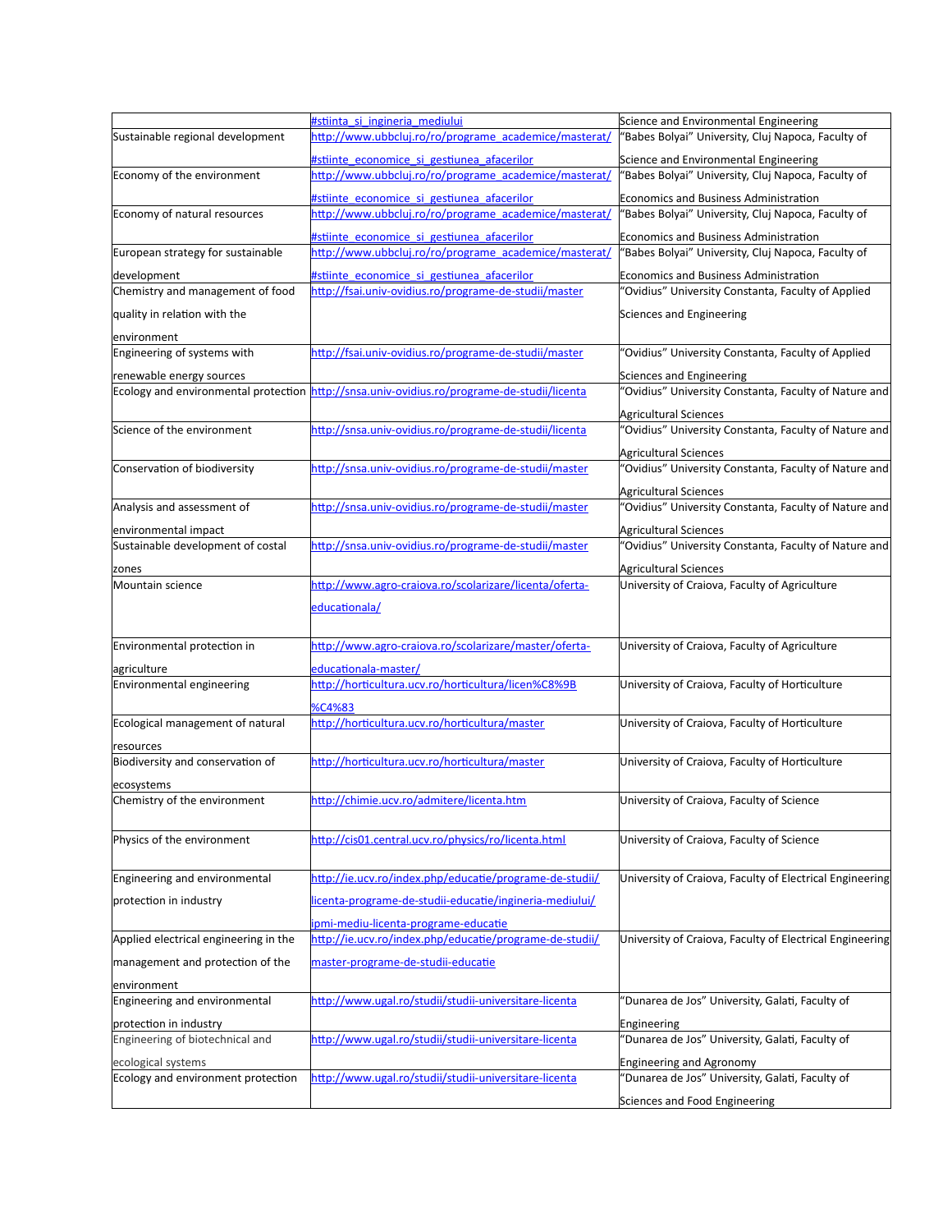| | | |
|---|---|---|
| | #stiinta_si_ingineria_mediului | Science and Environmental Engineering |
| Sustainable regional development | http://www.ubbcluj.ro/ro/programe_academice/masterat/#stiinte_economice_si_gestiunea_afacerilor | "Babes Bolyai" University, Cluj Napoca, Faculty of Science and Environmental Engineering |
| Economy of the environment | http://www.ubbcluj.ro/ro/programe_academice/masterat/#stiinte_economice_si_gestiunea_afacerilor | "Babes Bolyai" University, Cluj Napoca, Faculty of Economics and Business Administration |
| Economy of natural resources | http://www.ubbcluj.ro/ro/programe_academice/masterat/#stiinte_economice_si_gestiunea_afacerilor | "Babes Bolyai" University, Cluj Napoca, Faculty of Economics and Business Administration |
| European strategy for sustainable development | http://www.ubbcluj.ro/ro/programe_academice/masterat/#stiinte_economice_si_gestiunea_afacerilor | "Babes Bolyai" University, Cluj Napoca, Faculty of Economics and Business Administration |
| Chemistry and management of food quality in relation with the environment | http://fsai.univ-ovidius.ro/programe-de-studii/master | "Ovidius" University Constanta, Faculty of Applied Sciences and Engineering |
| Engineering of systems with renewable energy sources | http://fsai.univ-ovidius.ro/programe-de-studii/master | "Ovidius" University Constanta, Faculty of Applied Sciences and Engineering |
| Ecology and environmental protection | http://snsa.univ-ovidius.ro/programe-de-studii/licenta | "Ovidius" University Constanta, Faculty of Nature and Agricultural Sciences |
| Science of the environment | http://snsa.univ-ovidius.ro/programe-de-studii/licenta | "Ovidius" University Constanta, Faculty of Nature and Agricultural Sciences |
| Conservation of biodiversity | http://snsa.univ-ovidius.ro/programe-de-studii/master | "Ovidius" University Constanta, Faculty of Nature and Agricultural Sciences |
| Analysis and assessment of environmental impact | http://snsa.univ-ovidius.ro/programe-de-studii/master | "Ovidius" University Constanta, Faculty of Nature and Agricultural Sciences |
| Sustainable development of costal zones | http://snsa.univ-ovidius.ro/programe-de-studii/master | "Ovidius" University Constanta, Faculty of Nature and Agricultural Sciences |
| Mountain science | http://www.agro-craiova.ro/scolarizare/licenta/oferta-educationala/ | University of Craiova, Faculty of Agriculture |
| Environmental protection in agriculture | http://www.agro-craiova.ro/scolarizare/master/oferta-educationala-master/ | University of Craiova, Faculty of Agriculture |
| Environmental engineering | http://horticultura.ucv.ro/horticultura/licen%C8%9B%C4%83 | University of Craiova, Faculty of Horticulture |
| Ecological management of natural resources | http://horticultura.ucv.ro/horticultura/master | University of Craiova, Faculty of Horticulture |
| Biodiversity and conservation of ecosystems | http://horticultura.ucv.ro/horticultura/master | University of Craiova, Faculty of Horticulture |
| Chemistry of the environment | http://chimie.ucv.ro/admitere/licenta.htm | University of Craiova, Faculty of Science |
| Physics of the environment | http://cis01.central.ucv.ro/physics/ro/licenta.html | University of Craiova, Faculty of Science |
| Engineering and environmental protection in industry | http://ie.ucv.ro/index.php/educatie/programe-de-studii/licenta-programe-de-studii-educatie/ingineria-mediului/ipmi-mediu-licenta-programe-educatie | University of Craiova, Faculty of Electrical Engineering |
| Applied electrical engineering in the management and protection of the environment | http://ie.ucv.ro/index.php/educatie/programe-de-studii/master-programe-de-studii-educatie | University of Craiova, Faculty of Electrical Engineering |
| Engineering and environmental protection in industry | http://www.ugal.ro/studii/studii-universitare-licenta | "Dunarea de Jos" University, Galati, Faculty of Engineering |
| Engineering of biotechnical and ecological systems | http://www.ugal.ro/studii/studii-universitare-licenta | "Dunarea de Jos" University, Galati, Faculty of Engineering and Agronomy |
| Ecology and environment protection | http://www.ugal.ro/studii/studii-universitare-licenta | "Dunarea de Jos" University, Galati, Faculty of Sciences and Food Engineering |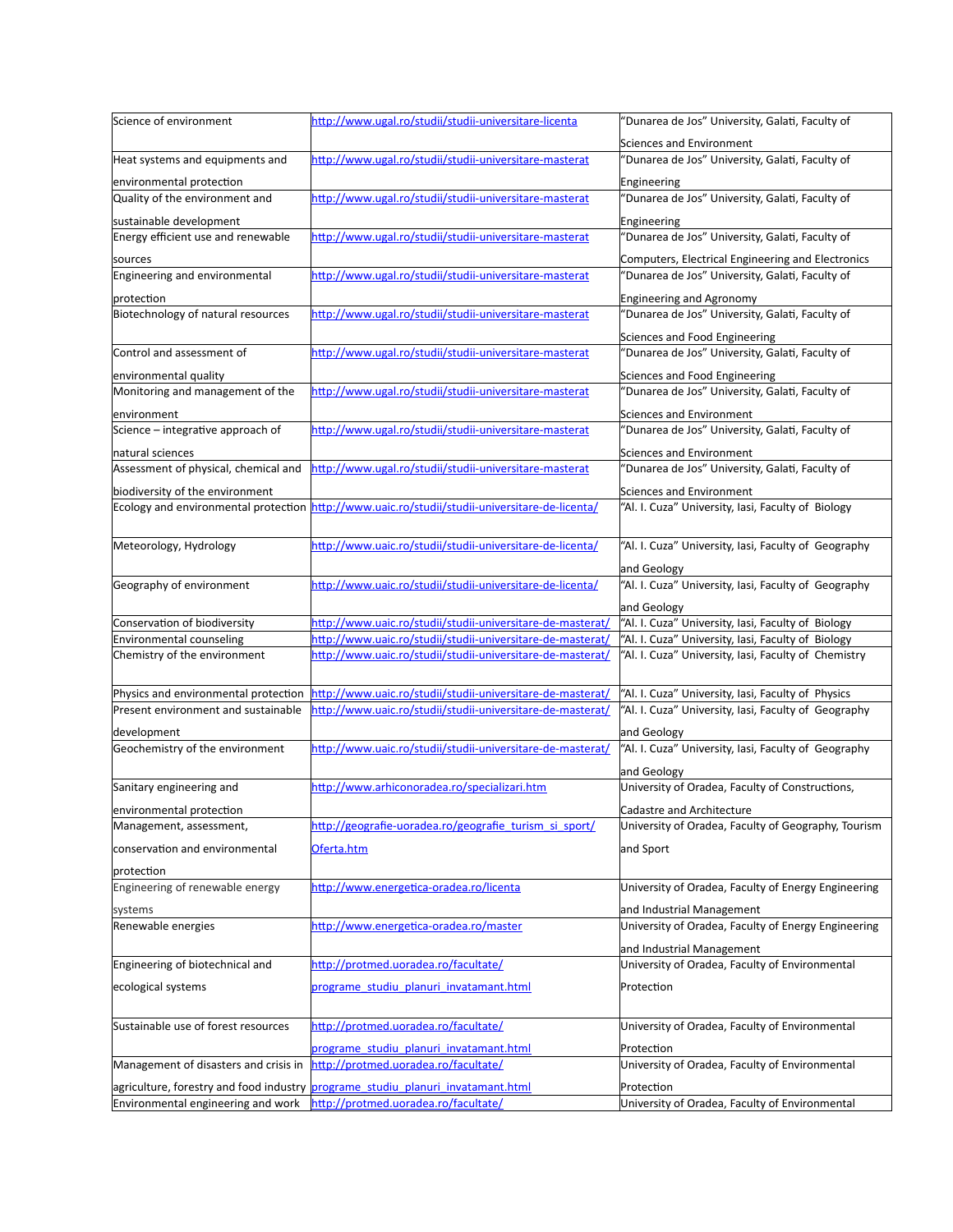| Science of environment | http://www.ugal.ro/studii/studii-universitare-licenta | "Dunarea de Jos" University, Galati, Faculty of Sciences and Environment |
|---|---|---|
| Heat systems and equipments and environmental protection | http://www.ugal.ro/studii/studii-universitare-masterat | "Dunarea de Jos" University, Galati, Faculty of Engineering |
| Quality of the environment and sustainable development | http://www.ugal.ro/studii/studii-universitare-masterat | "Dunarea de Jos" University, Galati, Faculty of Engineering |
| Energy efficient use and renewable sources | http://www.ugal.ro/studii/studii-universitare-masterat | "Dunarea de Jos" University, Galati, Faculty of Computers, Electrical Engineering and Electronics |
| Engineering and environmental protection | http://www.ugal.ro/studii/studii-universitare-masterat | "Dunarea de Jos" University, Galati, Faculty of Engineering and Agronomy |
| Biotechnology of natural resources | http://www.ugal.ro/studii/studii-universitare-masterat | "Dunarea de Jos" University, Galati, Faculty of Sciences and Food Engineering |
| Control and assessment of environmental quality | http://www.ugal.ro/studii/studii-universitare-masterat | "Dunarea de Jos" University, Galati, Faculty of Sciences and Food Engineering |
| Monitoring and management of the environment | http://www.ugal.ro/studii/studii-universitare-masterat | "Dunarea de Jos" University, Galati, Faculty of Sciences and Environment |
| Science – integrative approach of natural sciences | http://www.ugal.ro/studii/studii-universitare-masterat | "Dunarea de Jos" University, Galati, Faculty of Sciences and Environment |
| Assessment of physical, chemical and biodiversity of the environment | http://www.ugal.ro/studii/studii-universitare-masterat | "Dunarea de Jos" University, Galati, Faculty of Sciences and Environment |
| Ecology and environmental protection | http://www.uaic.ro/studii/studii-universitare-de-licenta/ | "Al. I. Cuza" University, Iasi, Faculty of Biology |
| Meteorology, Hydrology | http://www.uaic.ro/studii/studii-universitare-de-licenta/ | "Al. I. Cuza" University, Iasi, Faculty of Geography and Geology |
| Geography of environment | http://www.uaic.ro/studii/studii-universitare-de-licenta/ | "Al. I. Cuza" University, Iasi, Faculty of Geography and Geology |
| Conservation of biodiversity | http://www.uaic.ro/studii/studii-universitare-de-masterat/ | "Al. I. Cuza" University, Iasi, Faculty of Biology |
| Environmental counseling | http://www.uaic.ro/studii/studii-universitare-de-masterat/ | "Al. I. Cuza" University, Iasi, Faculty of Biology |
| Chemistry of the environment | http://www.uaic.ro/studii/studii-universitare-de-masterat/ | "Al. I. Cuza" University, Iasi, Faculty of Chemistry |
| Physics and environmental protection | http://www.uaic.ro/studii/studii-universitare-de-masterat/ | "Al. I. Cuza" University, Iasi, Faculty of Physics |
| Present environment and sustainable development | http://www.uaic.ro/studii/studii-universitare-de-masterat/ | "Al. I. Cuza" University, Iasi, Faculty of Geography and Geology |
| Geochemistry of the environment | http://www.uaic.ro/studii/studii-universitare-de-masterat/ | "Al. I. Cuza" University, Iasi, Faculty of Geography and Geology |
| Sanitary engineering and environmental protection | http://www.arhiconoradea.ro/specializari.htm | University of Oradea, Faculty of Constructions, Cadastre and Architecture |
| Management, assessment, conservation and environmental protection | http://geografie-uoradea.ro/geografie_turism_si_sport/Oferta.htm | University of Oradea, Faculty of Geography, Tourism and Sport |
| Engineering of renewable energy systems | http://www.energetica-oradea.ro/licenta | University of Oradea, Faculty of Energy Engineering and Industrial Management |
| Renewable energies | http://www.energetica-oradea.ro/master | University of Oradea, Faculty of Energy Engineering and Industrial Management |
| Engineering of biotechnical and ecological systems | http://protmed.uoradea.ro/facultate/programe_studiu_planuri_invatamant.html | University of Oradea, Faculty of Environmental Protection |
| Sustainable use of forest resources | http://protmed.uoradea.ro/facultate/programe_studiu_planuri_invatamant.html | University of Oradea, Faculty of Environmental Protection |
| Management of disasters and crisis in agriculture, forestry and food industry | http://protmed.uoradea.ro/facultate/programe_studiu_planuri_invatamant.html | University of Oradea, Faculty of Environmental Protection |
| Environmental engineering and work | http://protmed.uoradea.ro/facultate/ | University of Oradea, Faculty of Environmental |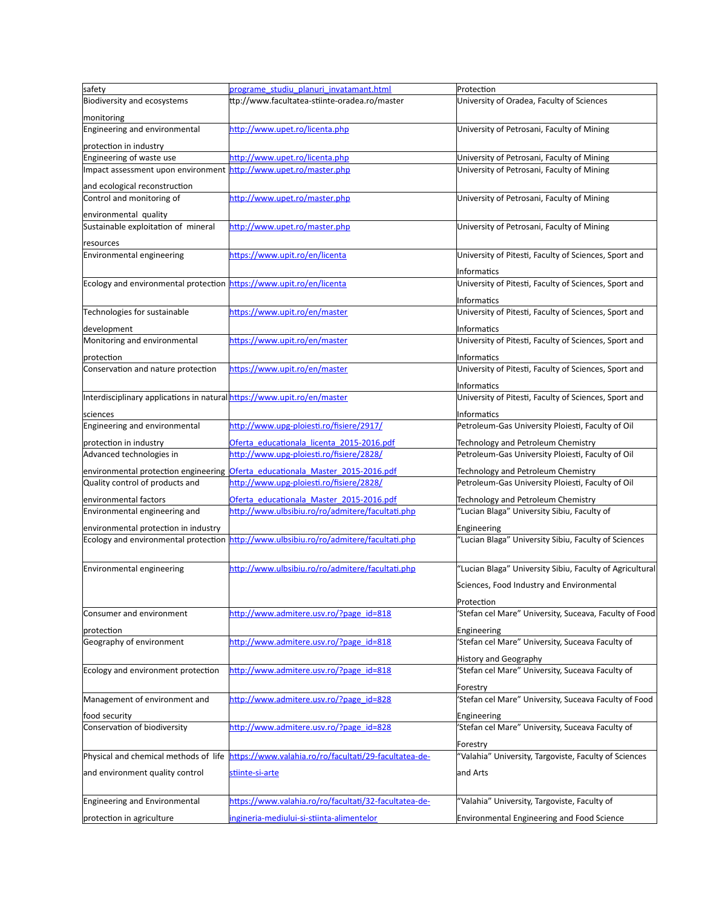| | | |
|---|---|---|
| safety | programe_studiu_planuri_invatamant.html | Protection |
| Biodiversity and ecosystems monitoring | ttp://www.facultatea-stiinte-oradea.ro/master | University of Oradea, Faculty of Sciences |
| Engineering and environmental protection in industry | http://www.upet.ro/licenta.php | University of Petrosani, Faculty of Mining |
| Engineering of waste use | http://www.upet.ro/licenta.php | University of Petrosani, Faculty of Mining |
| Impact assessment upon environment and ecological reconstruction | http://www.upet.ro/master.php | University of Petrosani, Faculty of Mining |
| Control and monitoring of environmental quality | http://www.upet.ro/master.php | University of Petrosani, Faculty of Mining |
| Sustainable exploitation of mineral resources | http://www.upet.ro/master.php | University of Petrosani, Faculty of Mining |
| Environmental engineering | https://www.upit.ro/en/licenta | University of Pitesti, Faculty of Sciences, Sport and Informatics |
| Ecology and environmental protection | https://www.upit.ro/en/licenta | University of Pitesti, Faculty of Sciences, Sport and Informatics |
| Technologies for sustainable development | https://www.upit.ro/en/master | University of Pitesti, Faculty of Sciences, Sport and Informatics |
| Monitoring and environmental protection | https://www.upit.ro/en/master | University of Pitesti, Faculty of Sciences, Sport and Informatics |
| Conservation and nature protection | https://www.upit.ro/en/master | University of Pitesti, Faculty of Sciences, Sport and Informatics |
| Interdisciplinary applications in natural sciences | https://www.upit.ro/en/master | University of Pitesti, Faculty of Sciences, Sport and Informatics |
| Engineering and environmental protection in industry | http://www.upg-ploiesti.ro/fisiere/2917/Oferta_educationala_licenta_2015-2016.pdf | Petroleum-Gas University Ploiesti, Faculty of Oil Technology and Petroleum Chemistry |
| Advanced technologies in environmental protection engineering | http://www.upg-ploiesti.ro/fisiere/2828/Oferta_educationala_Master_2015-2016.pdf | Petroleum-Gas University Ploiesti, Faculty of Oil Technology and Petroleum Chemistry |
| Quality control of products and environmental factors | http://www.upg-ploiesti.ro/fisiere/2828/Oferta_educationala_Master_2015-2016.pdf | Petroleum-Gas University Ploiesti, Faculty of Oil Technology and Petroleum Chemistry |
| Environmental engineering and environmental protection in industry | http://www.ulbsibiu.ro/ro/admitere/facultati.php | "Lucian Blaga" University Sibiu, Faculty of Engineering |
| Ecology and environmental protection | http://www.ulbsibiu.ro/ro/admitere/facultati.php | "Lucian Blaga" University Sibiu, Faculty of Sciences |
| Environmental engineering | http://www.ulbsibiu.ro/ro/admitere/facultati.php | "Lucian Blaga" University Sibiu, Faculty of Agricultural Sciences, Food Industry and Environmental Protection |
| Consumer and environment protection | http://www.admitere.usv.ro/?page_id=818 | 'Stefan cel Mare" University, Suceava, Faculty of Food Engineering |
| Geography of environment | http://www.admitere.usv.ro/?page_id=818 | 'Stefan cel Mare" University, Suceava Faculty of History and Geography |
| Ecology and environment protection | http://www.admitere.usv.ro/?page_id=818 | 'Stefan cel Mare" University, Suceava Faculty of Forestry |
| Management of environment and food security | http://www.admitere.usv.ro/?page_id=828 | 'Stefan cel Mare" University, Suceava Faculty of Food Engineering |
| Conservation of biodiversity | http://www.admitere.usv.ro/?page_id=828 | 'Stefan cel Mare" University, Suceava Faculty of Forestry |
| Physical and chemical methods of life and environment quality control | https://www.valahia.ro/ro/facultati/29-facultatea-de-stiinte-si-arte | "Valahia" University, Targoviste, Faculty of Sciences and Arts |
| Engineering and Environmental protection in agriculture | https://www.valahia.ro/ro/facultati/32-facultatea-de-ingineria-mediului-si-stiinta-alimentelor | "Valahia" University, Targoviste, Faculty of Environmental Engineering and Food Science |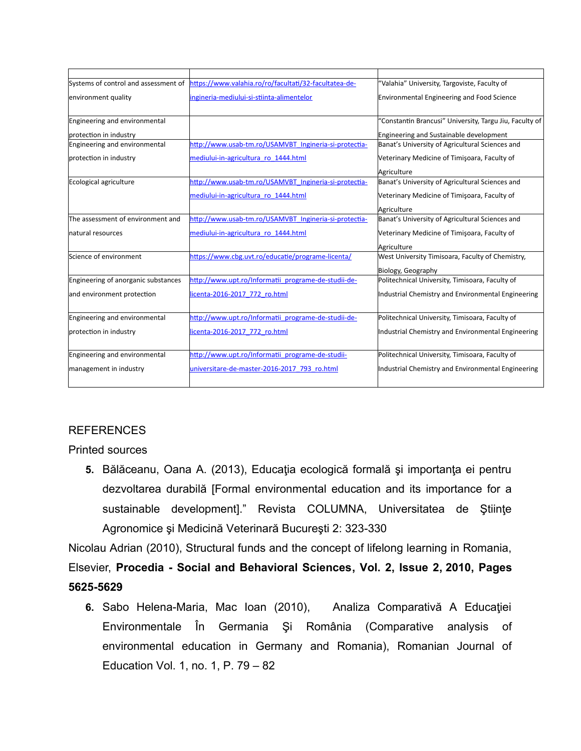| | | |
|---|---|---|
| Systems of control and assessment of environment quality | https://www.valahia.ro/ro/facultati/32-facultatea-de-ingineria-mediului-si-stiinta-alimentelor | "Valahia" University, Targoviste, Faculty of Environmental Engineering and Food Science |
| Engineering and environmental protection in industry | | "Constantin Brancusi" University, Targu Jiu, Faculty of Engineering and Sustainable development |
| Engineering and environmental protection in industry | http://www.usab-tm.ro/USAMVBT_Ingineria-si-protectia-mediului-in-agricultura_ro_1444.html | Banat's University of Agricultural Sciences and Veterinary Medicine of Timişoara, Faculty of Agriculture |
| Ecological agriculture | http://www.usab-tm.ro/USAMVBT_Ingineria-si-protectia-mediului-in-agricultura_ro_1444.html | Banat's University of Agricultural Sciences and Veterinary Medicine of Timişoara, Faculty of Agriculture |
| The assessment of environment and natural resources | http://www.usab-tm.ro/USAMVBT_Ingineria-si-protectia-mediului-in-agricultura_ro_1444.html | Banat's University of Agricultural Sciences and Veterinary Medicine of Timişoara, Faculty of Agriculture |
| Science of environment | https://www.cbg.uvt.ro/educatie/programe-licenta/ | West University Timisoara, Faculty of Chemistry, Biology, Geography |
| Engineering of anorganic substances and environment protection | http://www.upt.ro/Informatii_programe-de-studii-de-licenta-2016-2017_772_ro.html | Politechnical University, Timisoara, Faculty of Industrial Chemistry and Environmental Engineering |
| Engineering and environmental protection in industry | http://www.upt.ro/Informatii_programe-de-studii-de-licenta-2016-2017_772_ro.html | Politechnical University, Timisoara, Faculty of Industrial Chemistry and Environmental Engineering |
| Engineering and environmental management in industry | http://www.upt.ro/Informatii_programe-de-studii-universitare-de-master-2016-2017_793_ro.html | Politechnical University, Timisoara, Faculty of Industrial Chemistry and Environmental Engineering |

## REFERENCES

Printed sources

5. Bălăceanu, Oana A. (2013), Educaţia ecologică formală şi importanţa ei pentru dezvoltarea durabilă [Formal environmental education and its importance for a sustainable development]." Revista COLUMNA, Universitatea de Ştiinţe Agronomice şi Medicină Veterinară Bucureşti 2: 323-330

Nicolau Adrian (2010), Structural funds and the concept of lifelong learning in Romania, Elsevier, **Procedia - Social and Behavioral Sciences, Vol. 2, Issue 2, 2010, Pages 5625-5629**

6. Sabo Helena-Maria, Mac Ioan (2010), Analiza Comparativă A Educaţiei Environmentale În Germania Şi România (Comparative analysis of environmental education in Germany and Romania), Romanian Journal of Education Vol. 1, no. 1, P. 79 – 82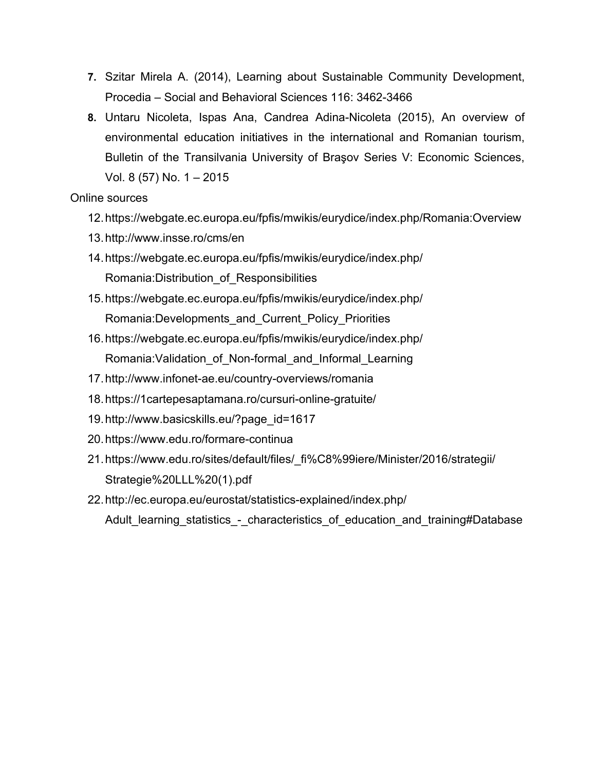7. Szitar Mirela A. (2014), Learning about Sustainable Community Development, Procedia – Social and Behavioral Sciences 116: 3462-3466
8. Untaru Nicoleta, Ispas Ana, Candrea Adina-Nicoleta (2015), An overview of environmental education initiatives in the international and Romanian tourism, Bulletin of the Transilvania University of Braşov Series V: Economic Sciences, Vol. 8 (57) No. 1 – 2015

Online sources

12. https://webgate.ec.europa.eu/fpfis/mwikis/eurydice/index.php/Romania:Overview
13. http://www.insse.ro/cms/en
14. https://webgate.ec.europa.eu/fpfis/mwikis/eurydice/index.php/Romania:Distribution_of_Responsibilities
15. https://webgate.ec.europa.eu/fpfis/mwikis/eurydice/index.php/Romania:Developments_and_Current_Policy_Priorities
16. https://webgate.ec.europa.eu/fpfis/mwikis/eurydice/index.php/Romania:Validation_of_Non-formal_and_Informal_Learning
17. http://www.infonet-ae.eu/country-overviews/romania
18. https://1cartepesaptamana.ro/cursuri-online-gratuite/
19. http://www.basicskills.eu/?page_id=1617
20. https://www.edu.ro/formare-continua
21. https://www.edu.ro/sites/default/files/_fi%C8%99iere/Minister/2016/strategii/Strategie%20LLL%20(1).pdf
22. http://ec.europa.eu/eurostat/statistics-explained/index.php/Adult_learning_statistics_-_characteristics_of_education_and_training#Database